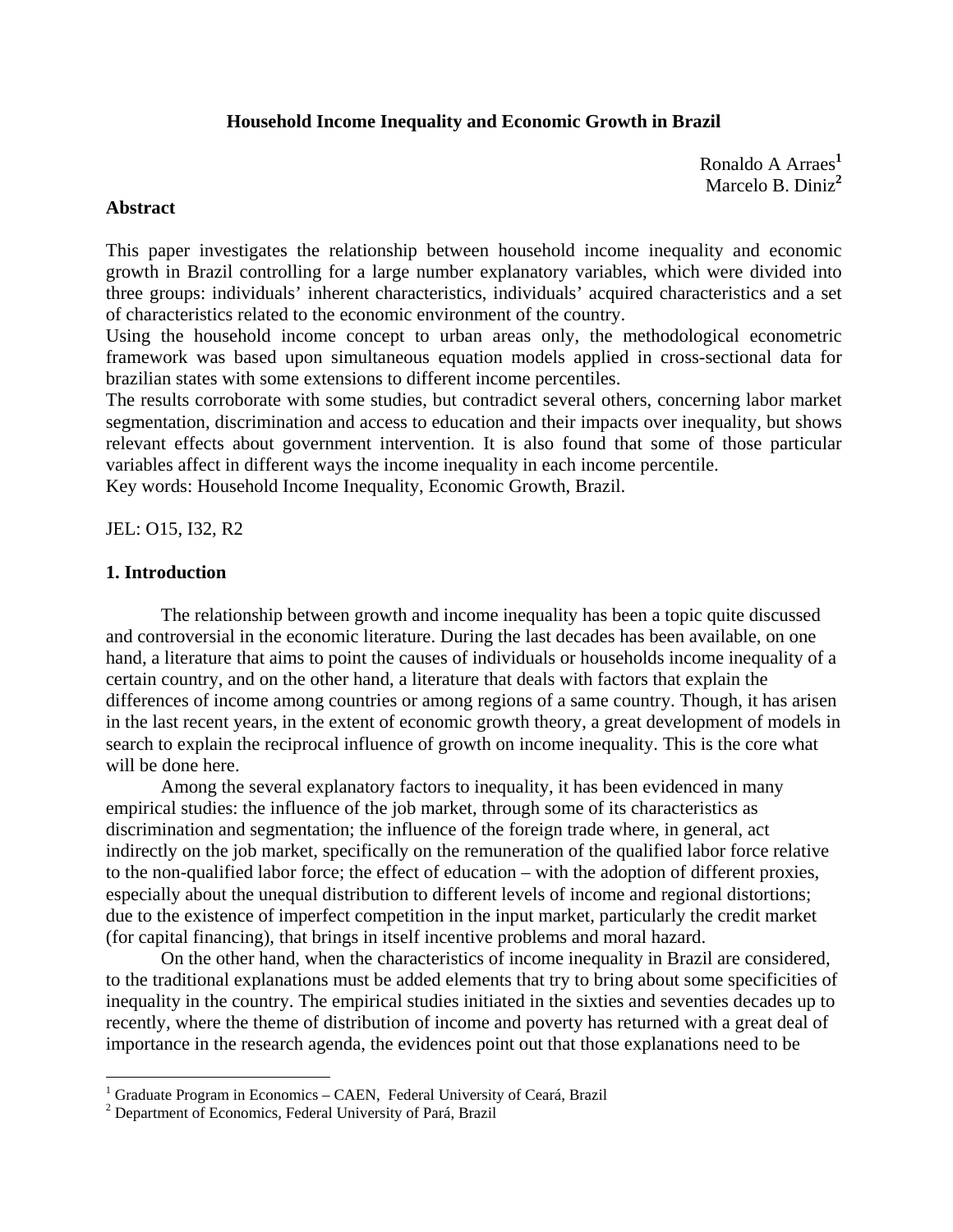# Household Income Inequality and Economic Growth in Brazil

Ronaldo A Arraes[1]
Marcelo B. Diniz[2]

## Abstract

This paper investigates the relationship between household income inequality and economic growth in Brazil controlling for a large number explanatory variables, which were divided into three groups: individuals' inherent characteristics, individuals' acquired characteristics and a set of characteristics related to the economic environment of the country.
Using the household income concept to urban areas only, the methodological econometric framework was based upon simultaneous equation models applied in cross-sectional data for brazilian states with some extensions to different income percentiles.
The results corroborate with some studies, but contradict several others, concerning labor market segmentation, discrimination and access to education and their impacts over inequality, but shows relevant effects about government intervention. It is also found that some of those particular variables affect in different ways the income inequality in each income percentile.
Key words: Household Income Inequality, Economic Growth, Brazil.

JEL: O15, I32, R2

## 1. Introduction

The relationship between growth and income inequality has been a topic quite discussed and controversial in the economic literature. During the last decades has been available, on one hand, a literature that aims to point the causes of individuals or households income inequality of a certain country, and on the other hand, a literature that deals with factors that explain the differences of income among countries or among regions of a same country. Though, it has arisen in the last recent years, in the extent of economic growth theory, a great development of models in search to explain the reciprocal influence of growth on income inequality. This is the core what will be done here.

Among the several explanatory factors to inequality, it has been evidenced in many empirical studies: the influence of the job market, through some of its characteristics as discrimination and segmentation; the influence of the foreign trade where, in general, act indirectly on the job market, specifically on the remuneration of the qualified labor force relative to the non-qualified labor force; the effect of education – with the adoption of different proxies, especially about the unequal distribution to different levels of income and regional distortions; due to the existence of imperfect competition in the input market, particularly the credit market (for capital financing), that brings in itself incentive problems and moral hazard.

On the other hand, when the characteristics of income inequality in Brazil are considered, to the traditional explanations must be added elements that try to bring about some specificities of inequality in the country. The empirical studies initiated in the sixties and seventies decades up to recently, where the theme of distribution of income and poverty has returned with a great deal of importance in the research agenda, the evidences point out that those explanations need to be

[1] Graduate Program in Economics – CAEN, Federal University of Ceará, Brazil
[2] Department of Economics, Federal University of Pará, Brazil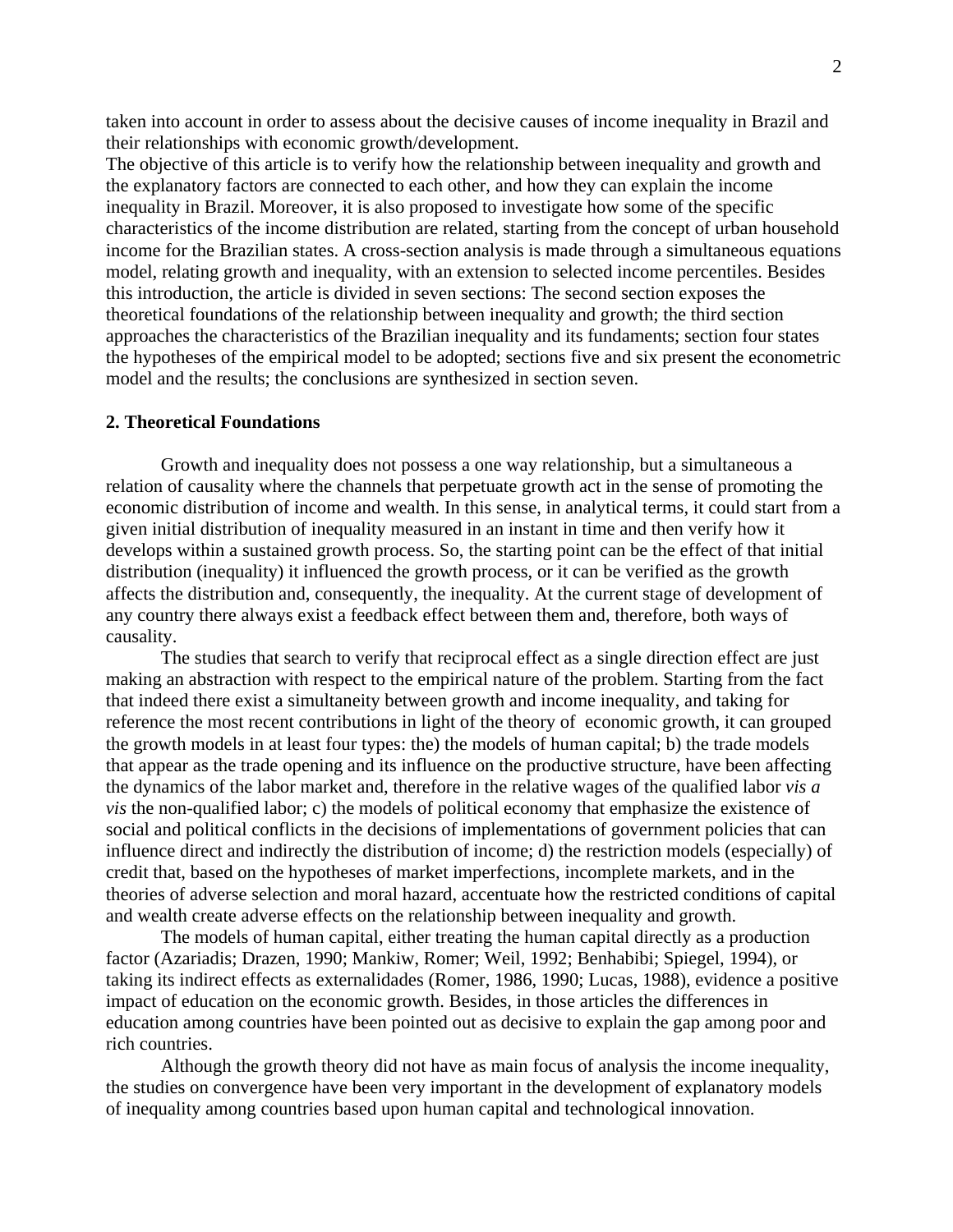taken into account in order to assess about the decisive causes of income inequality in Brazil and their relationships with economic growth/development.

The objective of this article is to verify how the relationship between inequality and growth and the explanatory factors are connected to each other, and how they can explain the income inequality in Brazil. Moreover, it is also proposed to investigate how some of the specific characteristics of the income distribution are related, starting from the concept of urban household income for the Brazilian states. A cross-section analysis is made through a simultaneous equations model, relating growth and inequality, with an extension to selected income percentiles. Besides this introduction, the article is divided in seven sections: The second section exposes the theoretical foundations of the relationship between inequality and growth; the third section approaches the characteristics of the Brazilian inequality and its fundaments; section four states the hypotheses of the empirical model to be adopted; sections five and six present the econometric model and the results; the conclusions are synthesized in section seven.

## 2. Theoretical Foundations

Growth and inequality does not possess a one way relationship, but a simultaneous a relation of causality where the channels that perpetuate growth act in the sense of promoting the economic distribution of income and wealth. In this sense, in analytical terms, it could start from a given initial distribution of inequality measured in an instant in time and then verify how it develops within a sustained growth process. So, the starting point can be the effect of that initial distribution (inequality) it influenced the growth process, or it can be verified as the growth affects the distribution and, consequently, the inequality. At the current stage of development of any country there always exist a feedback effect between them and, therefore, both ways of causality.

The studies that search to verify that reciprocal effect as a single direction effect are just making an abstraction with respect to the empirical nature of the problem. Starting from the fact that indeed there exist a simultaneity between growth and income inequality, and taking for reference the most recent contributions in light of the theory of economic growth, it can grouped the growth models in at least four types: the) the models of human capital; b) the trade models that appear as the trade opening and its influence on the productive structure, have been affecting the dynamics of the labor market and, therefore in the relative wages of the qualified labor *vis a vis* the non-qualified labor; c) the models of political economy that emphasize the existence of social and political conflicts in the decisions of implementations of government policies that can influence direct and indirectly the distribution of income; d) the restriction models (especially) of credit that, based on the hypotheses of market imperfections, incomplete markets, and in the theories of adverse selection and moral hazard, accentuate how the restricted conditions of capital and wealth create adverse effects on the relationship between inequality and growth.

The models of human capital, either treating the human capital directly as a production factor (Azariadis; Drazen, 1990; Mankiw, Romer; Weil, 1992; Benhabibi; Spiegel, 1994), or taking its indirect effects as externalidades (Romer, 1986, 1990; Lucas, 1988), evidence a positive impact of education on the economic growth. Besides, in those articles the differences in education among countries have been pointed out as decisive to explain the gap among poor and rich countries.

Although the growth theory did not have as main focus of analysis the income inequality, the studies on convergence have been very important in the development of explanatory models of inequality among countries based upon human capital and technological innovation.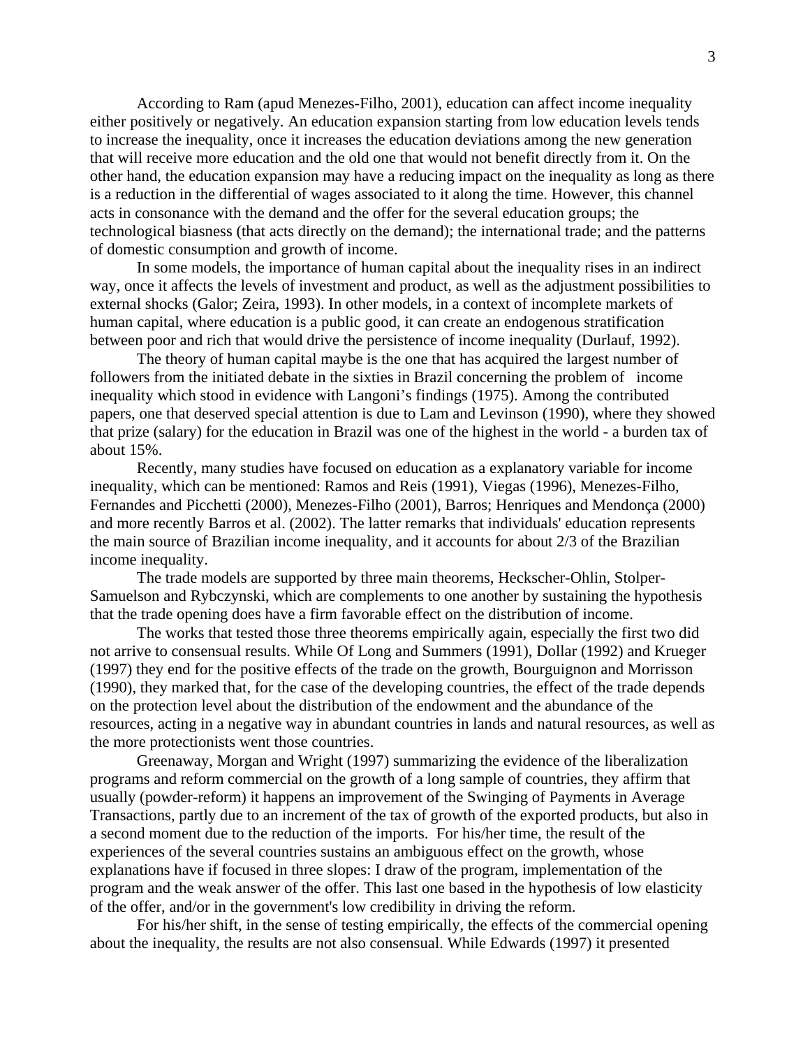According to Ram (apud Menezes-Filho, 2001), education can affect income inequality either positively or negatively. An education expansion starting from low education levels tends to increase the inequality, once it increases the education deviations among the new generation that will receive more education and the old one that would not benefit directly from it. On the other hand, the education expansion may have a reducing impact on the inequality as long as there is a reduction in the differential of wages associated to it along the time. However, this channel acts in consonance with the demand and the offer for the several education groups; the technological biasness (that acts directly on the demand); the international trade; and the patterns of domestic consumption and growth of income.

In some models, the importance of human capital about the inequality rises in an indirect way, once it affects the levels of investment and product, as well as the adjustment possibilities to external shocks (Galor; Zeira, 1993). In other models, in a context of incomplete markets of human capital, where education is a public good, it can create an endogenous stratification between poor and rich that would drive the persistence of income inequality (Durlauf, 1992).

The theory of human capital maybe is the one that has acquired the largest number of followers from the initiated debate in the sixties in Brazil concerning the problem of income inequality which stood in evidence with Langoni's findings (1975). Among the contributed papers, one that deserved special attention is due to Lam and Levinson (1990), where they showed that prize (salary) for the education in Brazil was one of the highest in the world - a burden tax of about 15%.

Recently, many studies have focused on education as a explanatory variable for income inequality, which can be mentioned: Ramos and Reis (1991), Viegas (1996), Menezes-Filho, Fernandes and Picchetti (2000), Menezes-Filho (2001), Barros; Henriques and Mendonça (2000) and more recently Barros et al. (2002). The latter remarks that individuals' education represents the main source of Brazilian income inequality, and it accounts for about 2/3 of the Brazilian income inequality.

The trade models are supported by three main theorems, Heckscher-Ohlin, Stolper-Samuelson and Rybczynski, which are complements to one another by sustaining the hypothesis that the trade opening does have a firm favorable effect on the distribution of income.

The works that tested those three theorems empirically again, especially the first two did not arrive to consensual results. While Of Long and Summers (1991), Dollar (1992) and Krueger (1997) they end for the positive effects of the trade on the growth, Bourguignon and Morrisson (1990), they marked that, for the case of the developing countries, the effect of the trade depends on the protection level about the distribution of the endowment and the abundance of the resources, acting in a negative way in abundant countries in lands and natural resources, as well as the more protectionists went those countries.

Greenaway, Morgan and Wright (1997) summarizing the evidence of the liberalization programs and reform commercial on the growth of a long sample of countries, they affirm that usually (powder-reform) it happens an improvement of the Swinging of Payments in Average Transactions, partly due to an increment of the tax of growth of the exported products, but also in a second moment due to the reduction of the imports. For his/her time, the result of the experiences of the several countries sustains an ambiguous effect on the growth, whose explanations have if focused in three slopes: I draw of the program, implementation of the program and the weak answer of the offer. This last one based in the hypothesis of low elasticity of the offer, and/or in the government's low credibility in driving the reform.

For his/her shift, in the sense of testing empirically, the effects of the commercial opening about the inequality, the results are not also consensual. While Edwards (1997) it presented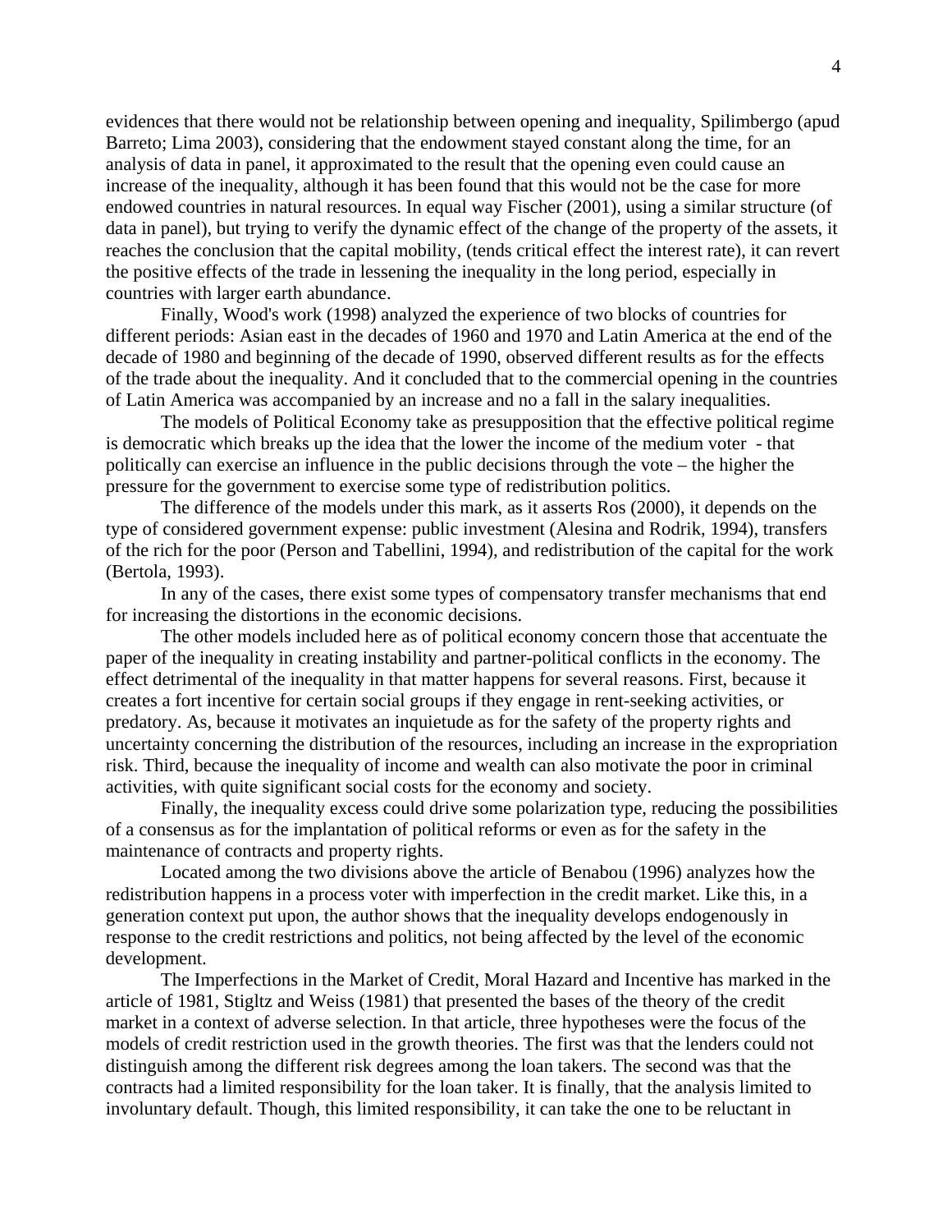evidences that there would not be relationship between opening and inequality, Spilimbergo (apud Barreto; Lima 2003), considering that the endowment stayed constant along the time, for an analysis of data in panel, it approximated to the result that the opening even could cause an increase of the inequality, although it has been found that this would not be the case for more endowed countries in natural resources. In equal way Fischer (2001), using a similar structure (of data in panel), but trying to verify the dynamic effect of the change of the property of the assets, it reaches the conclusion that the capital mobility, (tends critical effect the interest rate), it can revert the positive effects of the trade in lessening the inequality in the long period, especially in countries with larger earth abundance.

Finally, Wood's work (1998) analyzed the experience of two blocks of countries for different periods: Asian east in the decades of 1960 and 1970 and Latin America at the end of the decade of 1980 and beginning of the decade of 1990, observed different results as for the effects of the trade about the inequality. And it concluded that to the commercial opening in the countries of Latin America was accompanied by an increase and no a fall in the salary inequalities.

The models of Political Economy take as presupposition that the effective political regime is democratic which breaks up the idea that the lower the income of the medium voter - that politically can exercise an influence in the public decisions through the vote – the higher the pressure for the government to exercise some type of redistribution politics.

The difference of the models under this mark, as it asserts Ros (2000), it depends on the type of considered government expense: public investment (Alesina and Rodrik, 1994), transfers of the rich for the poor (Person and Tabellini, 1994), and redistribution of the capital for the work (Bertola, 1993).

In any of the cases, there exist some types of compensatory transfer mechanisms that end for increasing the distortions in the economic decisions.

The other models included here as of political economy concern those that accentuate the paper of the inequality in creating instability and partner-political conflicts in the economy. The effect detrimental of the inequality in that matter happens for several reasons. First, because it creates a fort incentive for certain social groups if they engage in rent-seeking activities, or predatory. As, because it motivates an inquietude as for the safety of the property rights and uncertainty concerning the distribution of the resources, including an increase in the expropriation risk. Third, because the inequality of income and wealth can also motivate the poor in criminal activities, with quite significant social costs for the economy and society.

Finally, the inequality excess could drive some polarization type, reducing the possibilities of a consensus as for the implantation of political reforms or even as for the safety in the maintenance of contracts and property rights.

Located among the two divisions above the article of Benabou (1996) analyzes how the redistribution happens in a process voter with imperfection in the credit market. Like this, in a generation context put upon, the author shows that the inequality develops endogenously in response to the credit restrictions and politics, not being affected by the level of the economic development.

The Imperfections in the Market of Credit, Moral Hazard and Incentive has marked in the article of 1981, Stigltz and Weiss (1981) that presented the bases of the theory of the credit market in a context of adverse selection. In that article, three hypotheses were the focus of the models of credit restriction used in the growth theories. The first was that the lenders could not distinguish among the different risk degrees among the loan takers. The second was that the contracts had a limited responsibility for the loan taker. It is finally, that the analysis limited to involuntary default. Though, this limited responsibility, it can take the one to be reluctant in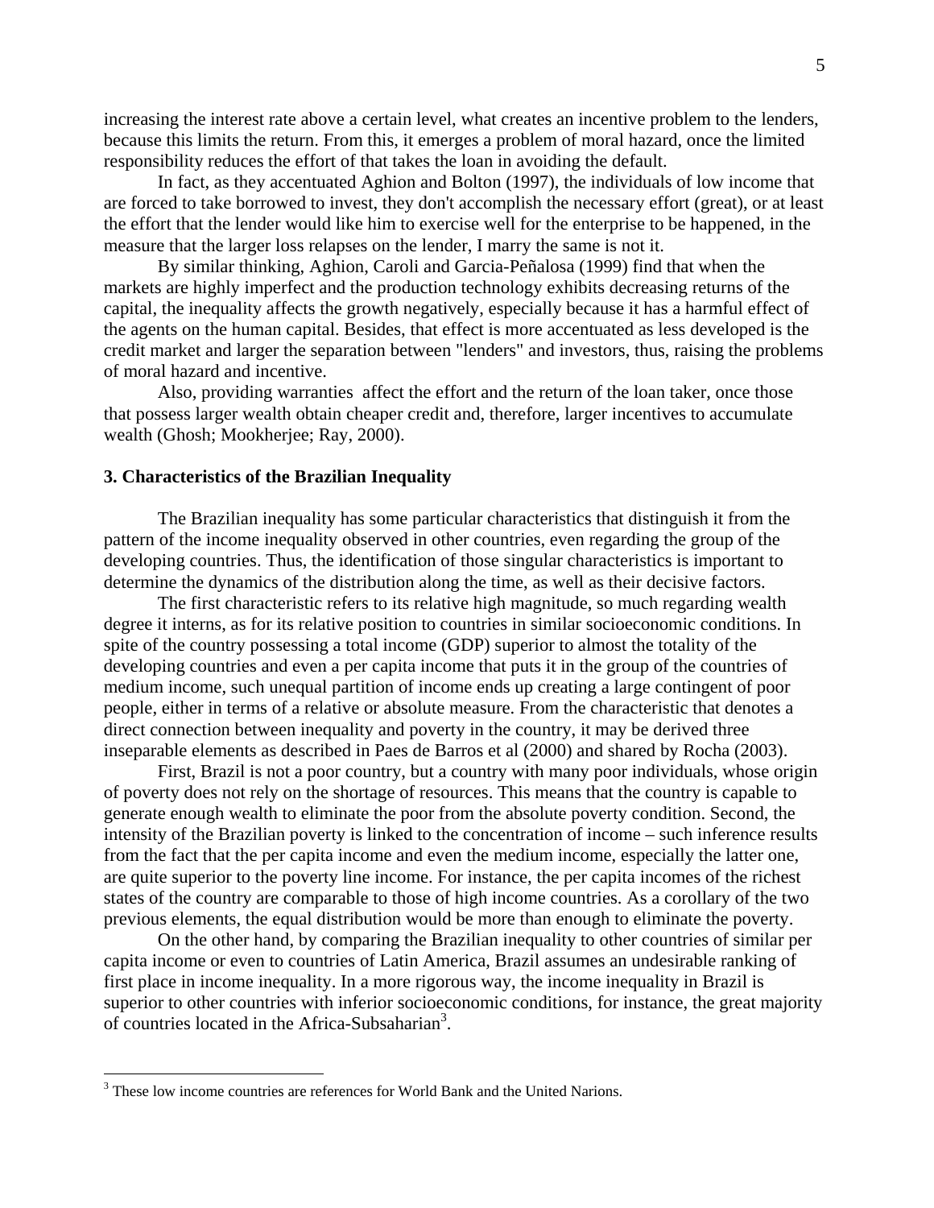increasing the interest rate above a certain level, what creates an incentive problem to the lenders, because this limits the return. From this, it emerges a problem of moral hazard, once the limited responsibility reduces the effort of that takes the loan in avoiding the default.

In fact, as they accentuated Aghion and Bolton (1997), the individuals of low income that are forced to take borrowed to invest, they don't accomplish the necessary effort (great), or at least the effort that the lender would like him to exercise well for the enterprise to be happened, in the measure that the larger loss relapses on the lender, I marry the same is not it.

By similar thinking, Aghion, Caroli and Garcia-Peñalosa (1999) find that when the markets are highly imperfect and the production technology exhibits decreasing returns of the capital, the inequality affects the growth negatively, especially because it has a harmful effect of the agents on the human capital. Besides, that effect is more accentuated as less developed is the credit market and larger the separation between "lenders" and investors, thus, raising the problems of moral hazard and incentive.

Also, providing warranties affect the effort and the return of the loan taker, once those that possess larger wealth obtain cheaper credit and, therefore, larger incentives to accumulate wealth (Ghosh; Mookherjee; Ray, 2000).

### 3. Characteristics of the Brazilian Inequality

The Brazilian inequality has some particular characteristics that distinguish it from the pattern of the income inequality observed in other countries, even regarding the group of the developing countries. Thus, the identification of those singular characteristics is important to determine the dynamics of the distribution along the time, as well as their decisive factors.

The first characteristic refers to its relative high magnitude, so much regarding wealth degree it interns, as for its relative position to countries in similar socioeconomic conditions. In spite of the country possessing a total income (GDP) superior to almost the totality of the developing countries and even a per capita income that puts it in the group of the countries of medium income, such unequal partition of income ends up creating a large contingent of poor people, either in terms of a relative or absolute measure. From the characteristic that denotes a direct connection between inequality and poverty in the country, it may be derived three inseparable elements as described in Paes de Barros et al (2000) and shared by Rocha (2003).

First, Brazil is not a poor country, but a country with many poor individuals, whose origin of poverty does not rely on the shortage of resources. This means that the country is capable to generate enough wealth to eliminate the poor from the absolute poverty condition. Second, the intensity of the Brazilian poverty is linked to the concentration of income – such inference results from the fact that the per capita income and even the medium income, especially the latter one, are quite superior to the poverty line income. For instance, the per capita incomes of the richest states of the country are comparable to those of high income countries. As a corollary of the two previous elements, the equal distribution would be more than enough to eliminate the poverty.

On the other hand, by comparing the Brazilian inequality to other countries of similar per capita income or even to countries of Latin America, Brazil assumes an undesirable ranking of first place in income inequality. In a more rigorous way, the income inequality in Brazil is superior to other countries with inferior socioeconomic conditions, for instance, the great majority of countries located in the Africa-Subsaharian[3].

---

[3] These low income countries are references for World Bank and the United Narions.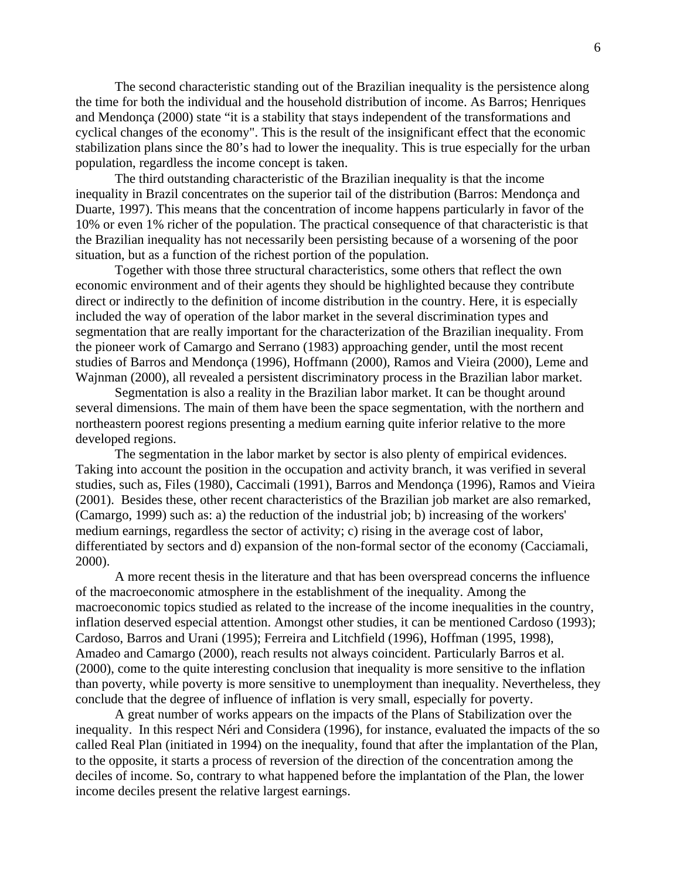The second characteristic standing out of the Brazilian inequality is the persistence along the time for both the individual and the household distribution of income. As Barros; Henriques and Mendonça (2000) state "it is a stability that stays independent of the transformations and cyclical changes of the economy". This is the result of the insignificant effect that the economic stabilization plans since the 80's had to lower the inequality. This is true especially for the urban population, regardless the income concept is taken.

The third outstanding characteristic of the Brazilian inequality is that the income inequality in Brazil concentrates on the superior tail of the distribution (Barros: Mendonça and Duarte, 1997). This means that the concentration of income happens particularly in favor of the 10% or even 1% richer of the population. The practical consequence of that characteristic is that the Brazilian inequality has not necessarily been persisting because of a worsening of the poor situation, but as a function of the richest portion of the population.

Together with those three structural characteristics, some others that reflect the own economic environment and of their agents they should be highlighted because they contribute direct or indirectly to the definition of income distribution in the country. Here, it is especially included the way of operation of the labor market in the several discrimination types and segmentation that are really important for the characterization of the Brazilian inequality. From the pioneer work of Camargo and Serrano (1983) approaching gender, until the most recent studies of Barros and Mendonça (1996), Hoffmann (2000), Ramos and Vieira (2000), Leme and Wajnman (2000), all revealed a persistent discriminatory process in the Brazilian labor market.

Segmentation is also a reality in the Brazilian labor market. It can be thought around several dimensions. The main of them have been the space segmentation, with the northern and northeastern poorest regions presenting a medium earning quite inferior relative to the more developed regions.

The segmentation in the labor market by sector is also plenty of empirical evidences. Taking into account the position in the occupation and activity branch, it was verified in several studies, such as, Files (1980), Caccimali (1991), Barros and Mendonça (1996), Ramos and Vieira (2001). Besides these, other recent characteristics of the Brazilian job market are also remarked, (Camargo, 1999) such as: a) the reduction of the industrial job; b) increasing of the workers' medium earnings, regardless the sector of activity; c) rising in the average cost of labor, differentiated by sectors and d) expansion of the non-formal sector of the economy (Cacciamali, 2000).

A more recent thesis in the literature and that has been overspread concerns the influence of the macroeconomic atmosphere in the establishment of the inequality. Among the macroeconomic topics studied as related to the increase of the income inequalities in the country, inflation deserved especial attention. Amongst other studies, it can be mentioned Cardoso (1993); Cardoso, Barros and Urani (1995); Ferreira and Litchfield (1996), Hoffman (1995, 1998), Amadeo and Camargo (2000), reach results not always coincident. Particularly Barros et al. (2000), come to the quite interesting conclusion that inequality is more sensitive to the inflation than poverty, while poverty is more sensitive to unemployment than inequality. Nevertheless, they conclude that the degree of influence of inflation is very small, especially for poverty.

A great number of works appears on the impacts of the Plans of Stabilization over the inequality. In this respect Néri and Considera (1996), for instance, evaluated the impacts of the so called Real Plan (initiated in 1994) on the inequality, found that after the implantation of the Plan, to the opposite, it starts a process of reversion of the direction of the concentration among the deciles of income. So, contrary to what happened before the implantation of the Plan, the lower income deciles present the relative largest earnings.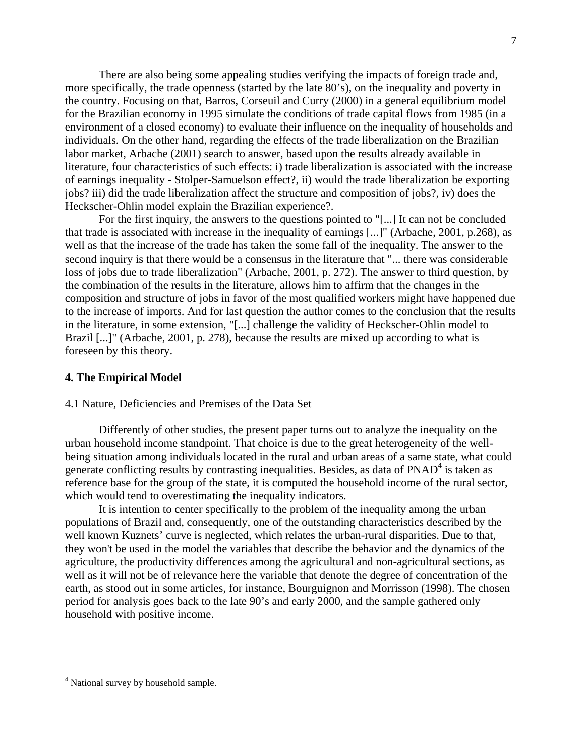There are also being some appealing studies verifying the impacts of foreign trade and, more specifically, the trade openness (started by the late 80's), on the inequality and poverty in the country. Focusing on that, Barros, Corseuil and Curry (2000) in a general equilibrium model for the Brazilian economy in 1995 simulate the conditions of trade capital flows from 1985 (in a environment of a closed economy) to evaluate their influence on the inequality of households and individuals. On the other hand, regarding the effects of the trade liberalization on the Brazilian labor market, Arbache (2001) search to answer, based upon the results already available in literature, four characteristics of such effects: i) trade liberalization is associated with the increase of earnings inequality - Stolper-Samuelson effect?, ii) would the trade liberalization be exporting jobs? iii) did the trade liberalization affect the structure and composition of jobs?, iv) does the Heckscher-Ohlin model explain the Brazilian experience?.

For the first inquiry, the answers to the questions pointed to "[...] It can not be concluded that trade is associated with increase in the inequality of earnings [...]" (Arbache, 2001, p.268), as well as that the increase of the trade has taken the some fall of the inequality. The answer to the second inquiry is that there would be a consensus in the literature that "... there was considerable loss of jobs due to trade liberalization" (Arbache, 2001, p. 272). The answer to third question, by the combination of the results in the literature, allows him to affirm that the changes in the composition and structure of jobs in favor of the most qualified workers might have happened due to the increase of imports. And for last question the author comes to the conclusion that the results in the literature, in some extension, "[...] challenge the validity of Heckscher-Ohlin model to Brazil [...]" (Arbache, 2001, p. 278), because the results are mixed up according to what is foreseen by this theory.

## 4. The Empirical Model

### 4.1 Nature, Deficiencies and Premises of the Data Set

Differently of other studies, the present paper turns out to analyze the inequality on the urban household income standpoint. That choice is due to the great heterogeneity of the well-being situation among individuals located in the rural and urban areas of a same state, what could generate conflicting results by contrasting inequalities. Besides, as data of PNAD[4] is taken as reference base for the group of the state, it is computed the household income of the rural sector, which would tend to overestimating the inequality indicators.

It is intention to center specifically to the problem of the inequality among the urban populations of Brazil and, consequently, one of the outstanding characteristics described by the well known Kuznets' curve is neglected, which relates the urban-rural disparities. Due to that, they won't be used in the model the variables that describe the behavior and the dynamics of the agriculture, the productivity differences among the agricultural and non-agricultural sections, as well as it will not be of relevance here the variable that denote the degree of concentration of the earth, as stood out in some articles, for instance, Bourguignon and Morrisson (1998). The chosen period for analysis goes back to the late 90's and early 2000, and the sample gathered only household with positive income.

[4] National survey by household sample.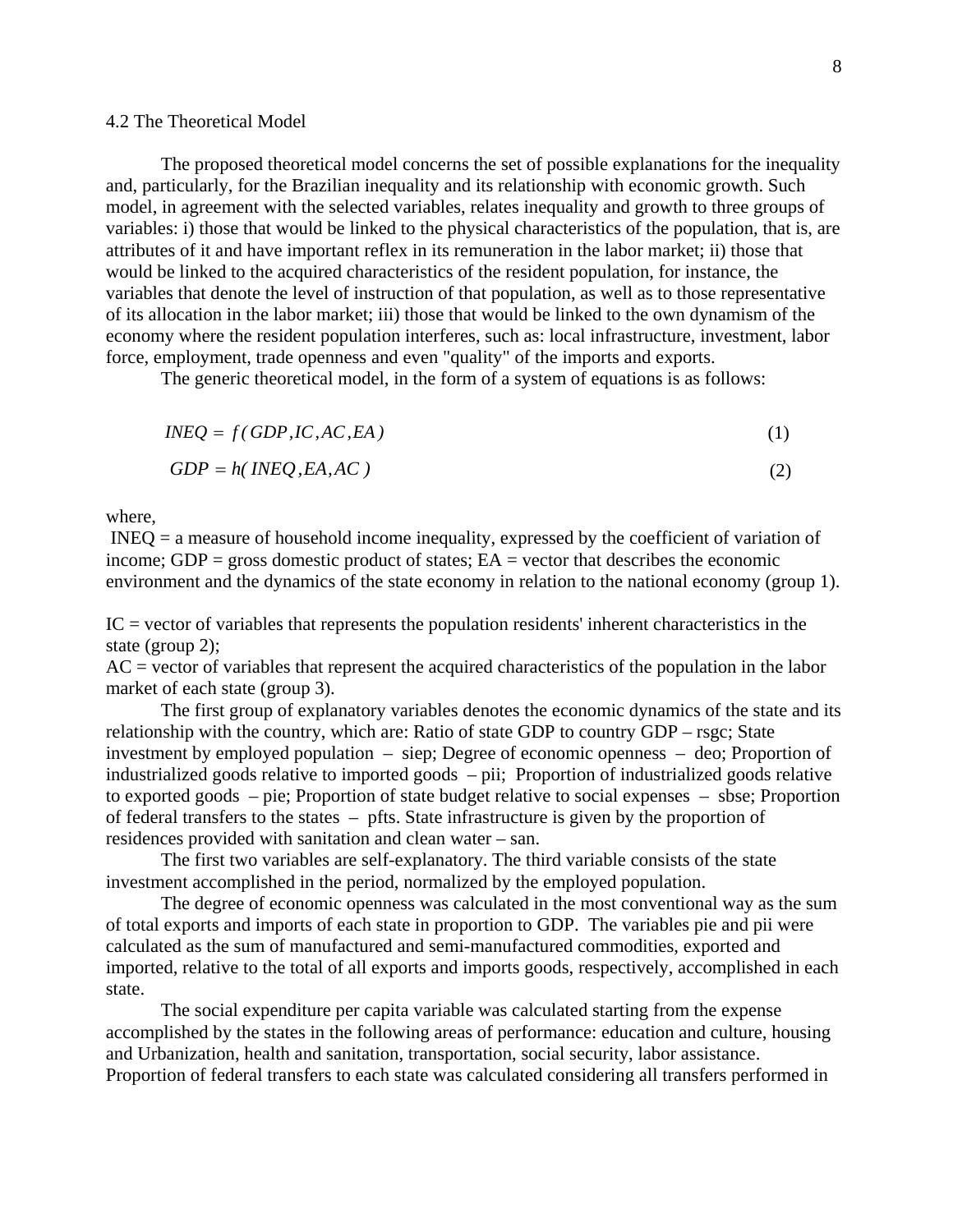## 4.2 The Theoretical Model

The proposed theoretical model concerns the set of possible explanations for the inequality and, particularly, for the Brazilian inequality and its relationship with economic growth. Such model, in agreement with the selected variables, relates inequality and growth to three groups of variables: i) those that would be linked to the physical characteristics of the population, that is, are attributes of it and have important reflex in its remuneration in the labor market; ii) those that would be linked to the acquired characteristics of the resident population, for instance, the variables that denote the level of instruction of that population, as well as to those representative of its allocation in the labor market; iii) those that would be linked to the own dynamism of the economy where the resident population interferes, such as: local infrastructure, investment, labor force, employment, trade openness and even "quality" of the imports and exports.

The generic theoretical model, in the form of a system of equations is as follows:

$$INEQ = f(GDP, IC, AC, EA) \tag{1}$$

$$GDP = h(INEQ, EA, AC) \tag{2}$$

where,

INEQ = a measure of household income inequality, expressed by the coefficient of variation of income; GDP = gross domestic product of states; EA = vector that describes the economic environment and the dynamics of the state economy in relation to the national economy (group 1).

IC = vector of variables that represents the population residents' inherent characteristics in the state (group 2);

AC = vector of variables that represent the acquired characteristics of the population in the labor market of each state (group 3).

The first group of explanatory variables denotes the economic dynamics of the state and its relationship with the country, which are: Ratio of state GDP to country GDP – rsgc; State investment by employed population – siep; Degree of economic openness – deo; Proportion of industrialized goods relative to imported goods – pii; Proportion of industrialized goods relative to exported goods – pie; Proportion of state budget relative to social expenses – sbse; Proportion of federal transfers to the states – pfts. State infrastructure is given by the proportion of residences provided with sanitation and clean water – san.

The first two variables are self-explanatory. The third variable consists of the state investment accomplished in the period, normalized by the employed population.

The degree of economic openness was calculated in the most conventional way as the sum of total exports and imports of each state in proportion to GDP. The variables pie and pii were calculated as the sum of manufactured and semi-manufactured commodities, exported and imported, relative to the total of all exports and imports goods, respectively, accomplished in each state.

The social expenditure per capita variable was calculated starting from the expense accomplished by the states in the following areas of performance: education and culture, housing and Urbanization, health and sanitation, transportation, social security, labor assistance. Proportion of federal transfers to each state was calculated considering all transfers performed in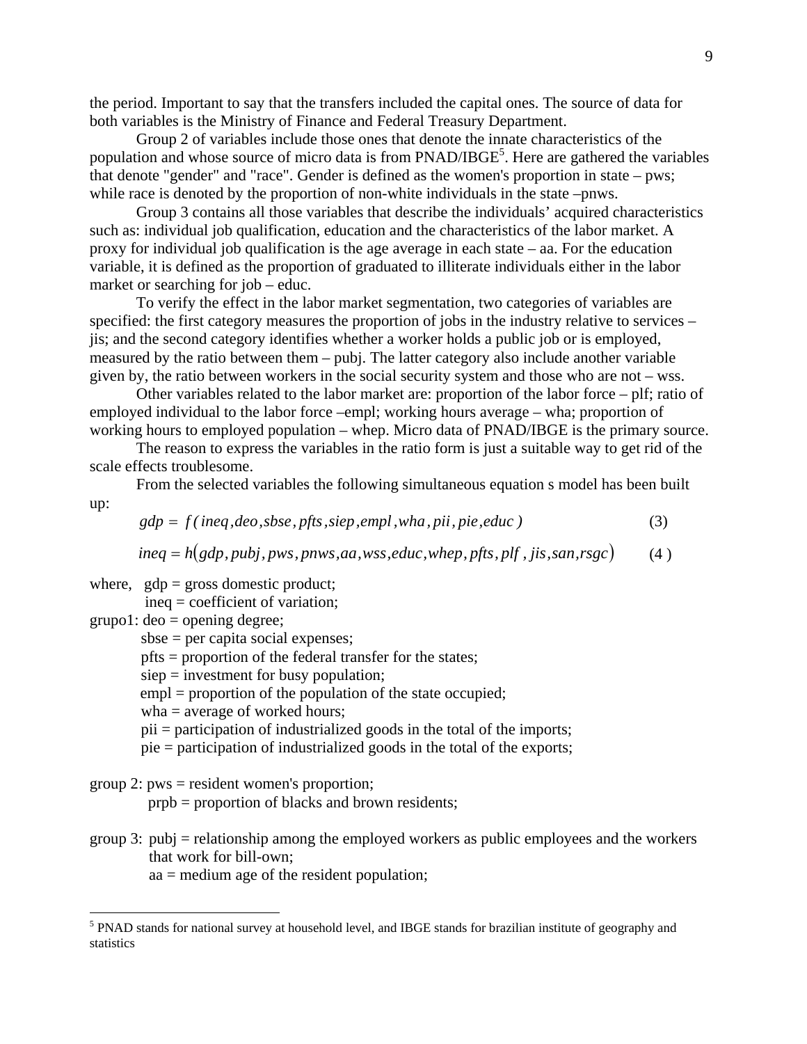the period. Important to say that the transfers included the capital ones. The source of data for both variables is the Ministry of Finance and Federal Treasury Department.

Group 2 of variables include those ones that denote the innate characteristics of the population and whose source of micro data is from PNAD/IBGE[5]. Here are gathered the variables that denote "gender" and "race". Gender is defined as the women's proportion in state – pws; while race is denoted by the proportion of non-white individuals in the state –pnws.

Group 3 contains all those variables that describe the individuals' acquired characteristics such as: individual job qualification, education and the characteristics of the labor market. A proxy for individual job qualification is the age average in each state – aa. For the education variable, it is defined as the proportion of graduated to illiterate individuals either in the labor market or searching for job – educ.

To verify the effect in the labor market segmentation, two categories of variables are specified: the first category measures the proportion of jobs in the industry relative to services – jis; and the second category identifies whether a worker holds a public job or is employed, measured by the ratio between them – pubj. The latter category also include another variable given by, the ratio between workers in the social security system and those who are not – wss.

Other variables related to the labor market are: proportion of the labor force – plf; ratio of employed individual to the labor force –empl; working hours average – wha; proportion of working hours to employed population – whep. Micro data of PNAD/IBGE is the primary source.

The reason to express the variables in the ratio form is just a suitable way to get rid of the scale effects troublesome.

From the selected variables the following simultaneous equation s model has been built up:

$$gdp = f(ineq, deo, sbse, pfts, siep, empl, wha, pii, pie, educ) \quad (3)$$

$$ineq = h(gdp, pubj, pws, pnws, aa, wss, educ, whep, pfts, plf, jis, san, rsgc) \quad (4)$$

where, gdp = gross domestic product;
ineq = coefficient of variation;

grupo1: deo = opening degree;
sbse = per capita social expenses;
pfts = proportion of the federal transfer for the states;
siep = investment for busy population;
empl = proportion of the population of the state occupied;
wha = average of worked hours;
pii = participation of industrialized goods in the total of the imports;
pie = participation of industrialized goods in the total of the exports;

group 2: pws = resident women's proportion;
prpb = proportion of blacks and brown residents;

group 3: pubj = relationship among the employed workers as public employees and the workers that work for bill-own;
aa = medium age of the resident population;

[5] PNAD stands for national survey at household level, and IBGE stands for brazilian institute of geography and statistics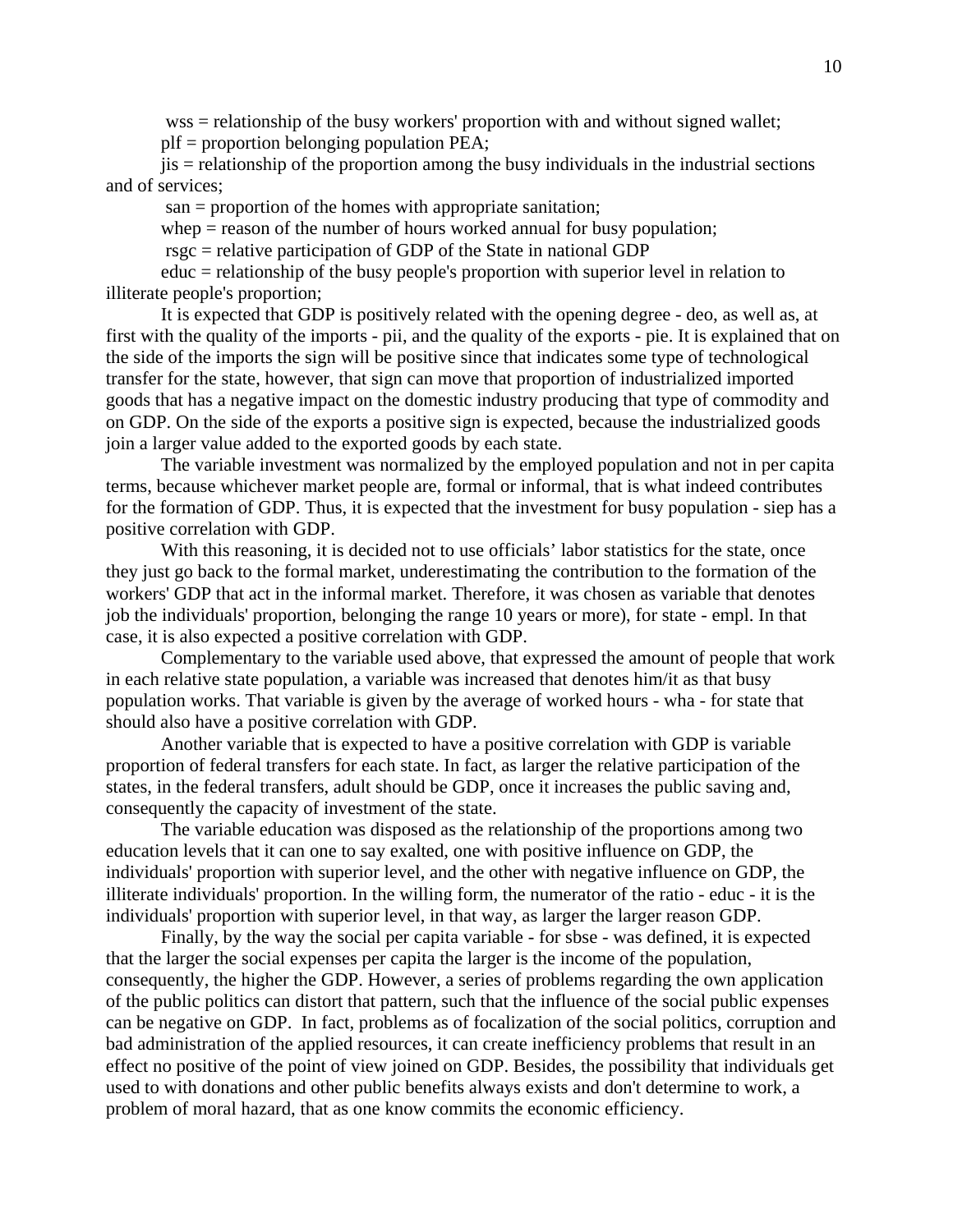wss = relationship of the busy workers' proportion with and without signed wallet;

plf = proportion belonging population PEA;

jis = relationship of the proportion among the busy individuals in the industrial sections and of services;

san = proportion of the homes with appropriate sanitation;

whep = reason of the number of hours worked annual for busy population;

rsgc = relative participation of GDP of the State in national GDP

educ = relationship of the busy people's proportion with superior level in relation to illiterate people's proportion;

It is expected that GDP is positively related with the opening degree - deo, as well as, at first with the quality of the imports - pii, and the quality of the exports - pie. It is explained that on the side of the imports the sign will be positive since that indicates some type of technological transfer for the state, however, that sign can move that proportion of industrialized imported goods that has a negative impact on the domestic industry producing that type of commodity and on GDP. On the side of the exports a positive sign is expected, because the industrialized goods join a larger value added to the exported goods by each state.

The variable investment was normalized by the employed population and not in per capita terms, because whichever market people are, formal or informal, that is what indeed contributes for the formation of GDP. Thus, it is expected that the investment for busy population - siep has a positive correlation with GDP.

With this reasoning, it is decided not to use officials' labor statistics for the state, once they just go back to the formal market, underestimating the contribution to the formation of the workers' GDP that act in the informal market. Therefore, it was chosen as variable that denotes job the individuals' proportion, belonging the range 10 years or more), for state - empl. In that case, it is also expected a positive correlation with GDP.

Complementary to the variable used above, that expressed the amount of people that work in each relative state population, a variable was increased that denotes him/it as that busy population works. That variable is given by the average of worked hours - wha - for state that should also have a positive correlation with GDP.

Another variable that is expected to have a positive correlation with GDP is variable proportion of federal transfers for each state. In fact, as larger the relative participation of the states, in the federal transfers, adult should be GDP, once it increases the public saving and, consequently the capacity of investment of the state.

The variable education was disposed as the relationship of the proportions among two education levels that it can one to say exalted, one with positive influence on GDP, the individuals' proportion with superior level, and the other with negative influence on GDP, the illiterate individuals' proportion. In the willing form, the numerator of the ratio - educ - it is the individuals' proportion with superior level, in that way, as larger the larger reason GDP.

Finally, by the way the social per capita variable - for sbse - was defined, it is expected that the larger the social expenses per capita the larger is the income of the population, consequently, the higher the GDP. However, a series of problems regarding the own application of the public politics can distort that pattern, such that the influence of the social public expenses can be negative on GDP. In fact, problems as of focalization of the social politics, corruption and bad administration of the applied resources, it can create inefficiency problems that result in an effect no positive of the point of view joined on GDP. Besides, the possibility that individuals get used to with donations and other public benefits always exists and don't determine to work, a problem of moral hazard, that as one know commits the economic efficiency.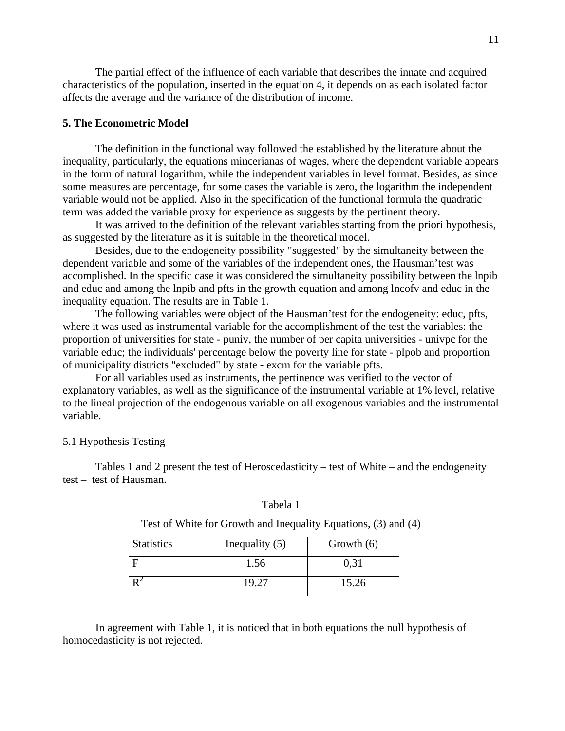The partial effect of the influence of each variable that describes the innate and acquired characteristics of the population, inserted in the equation 4, it depends on as each isolated factor affects the average and the variance of the distribution of income.

## 5. The Econometric Model

The definition in the functional way followed the established by the literature about the inequality, particularly, the equations mincerianas of wages, where the dependent variable appears in the form of natural logarithm, while the independent variables in level format. Besides, as since some measures are percentage, for some cases the variable is zero, the logarithm the independent variable would not be applied. Also in the specification of the functional formula the quadratic term was added the variable proxy for experience as suggests by the pertinent theory.

It was arrived to the definition of the relevant variables starting from the priori hypothesis, as suggested by the literature as it is suitable in the theoretical model.

Besides, due to the endogeneity possibility "suggested" by the simultaneity between the dependent variable and some of the variables of the independent ones, the Hausman'test was accomplished. In the specific case it was considered the simultaneity possibility between the lnpib and educ and among the lnpib and pfts in the growth equation and among lncofv and educ in the inequality equation. The results are in Table 1.

The following variables were object of the Hausman'test for the endogeneity: educ, pfts, where it was used as instrumental variable for the accomplishment of the test the variables: the proportion of universities for state - puniv, the number of per capita universities - univpc for the variable educ; the individuals' percentage below the poverty line for state - plpob and proportion of municipality districts "excluded" by state - excm for the variable pfts.

For all variables used as instruments, the pertinence was verified to the vector of explanatory variables, as well as the significance of the instrumental variable at 1% level, relative to the lineal projection of the endogenous variable on all exogenous variables and the instrumental variable.

### 5.1 Hypothesis Testing

Tables 1 and 2 present the test of Heroscedasticity – test of White – and the endogeneity test – test of Hausman.

Tabela 1

Test of White for Growth and Inequality Equations, (3) and (4)

| Statistics | Inequality (5) | Growth (6) |
|---|---|---|
| F | 1.56 | 0,31 |
| $R^2$ | 19.27 | 15.26 |

In agreement with Table 1, it is noticed that in both equations the null hypothesis of homocedasticity is not rejected.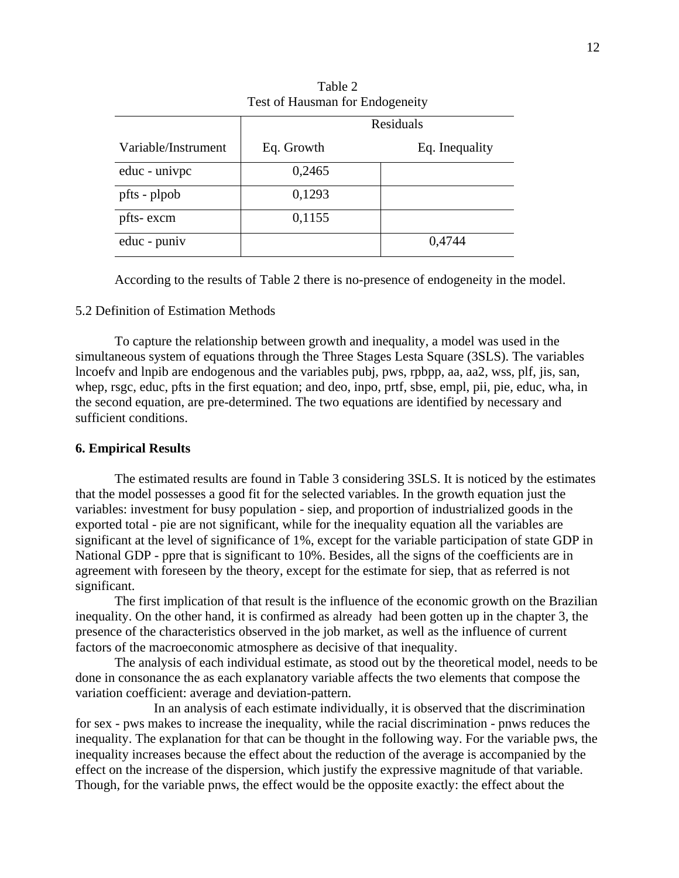Table 2
Test of Hausman for Endogeneity

| | Residuals | |
|---|---|---|
| Variable/Instrument | Eq. Growth | Eq. Inequality |
| educ - univpc | 0,2465 | |
| pfts - plpob | 0,1293 | |
| pfts- excm | 0,1155 | |
| educ - puniv | | 0,4744 |

According to the results of Table 2 there is no-presence of endogeneity in the model.

5.2 Definition of Estimation Methods

To capture the relationship between growth and inequality, a model was used in the simultaneous system of equations through the Three Stages Lesta Square (3SLS). The variables lncoefv and lnpib are endogenous and the variables pubj, pws, rpbpp, aa, aa2, wss, plf, jis, san, whep, rsgc, educ, pfts in the first equation; and deo, inpo, prtf, sbse, empl, pii, pie, educ, wha, in the second equation, are pre-determined. The two equations are identified by necessary and sufficient conditions.

## 6. Empirical Results

The estimated results are found in Table 3 considering 3SLS. It is noticed by the estimates that the model possesses a good fit for the selected variables. In the growth equation just the variables: investment for busy population - siep, and proportion of industrialized goods in the exported total - pie are not significant, while for the inequality equation all the variables are significant at the level of significance of 1%, except for the variable participation of state GDP in National GDP - ppre that is significant to 10%. Besides, all the signs of the coefficients are in agreement with foreseen by the theory, except for the estimate for siep, that as referred is not significant.

The first implication of that result is the influence of the economic growth on the Brazilian inequality. On the other hand, it is confirmed as already had been gotten up in the chapter 3, the presence of the characteristics observed in the job market, as well as the influence of current factors of the macroeconomic atmosphere as decisive of that inequality.

The analysis of each individual estimate, as stood out by the theoretical model, needs to be done in consonance the as each explanatory variable affects the two elements that compose the variation coefficient: average and deviation-pattern.

In an analysis of each estimate individually, it is observed that the discrimination for sex - pws makes to increase the inequality, while the racial discrimination - pnws reduces the inequality. The explanation for that can be thought in the following way. For the variable pws, the inequality increases because the effect about the reduction of the average is accompanied by the effect on the increase of the dispersion, which justify the expressive magnitude of that variable. Though, for the variable pnws, the effect would be the opposite exactly: the effect about the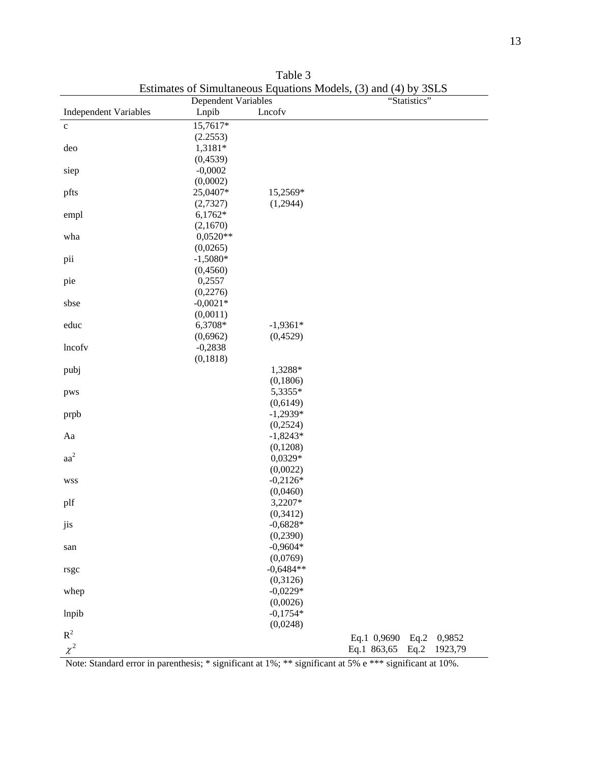Table 3
Estimates of Simultaneous Equations Models, (3) and (4) by 3SLS

| Independent Variables | Lnpib | Lncofv | "Statistics" |
|---|---|---|---|
| | Dependent Variables | | |
| c | 15,7617* | | |
| | (2.2553) | | |
| deo | 1,3181* | | |
| | (0,4539) | | |
| siep | -0,0002 | | |
| | (0,0002) | | |
| pfts | 25,0407* | 15,2569* | |
| | (2,7327) | (1,2944) | |
| empl | 6,1762* | | |
| | (2,1670) | | |
| wha | 0,0520** | | |
| | (0,0265) | | |
| pii | -1,5080* | | |
| | (0,4560) | | |
| pie | 0,2557 | | |
| | (0,2276) | | |
| sbse | -0,0021* | | |
| | (0,0011) | | |
| educ | 6,3708* | -1,9361* | |
| | (0,6962) | (0,4529) | |
| lncofv | -0,2838 | | |
| | (0,1818) | | |
| pubj | | 1,3288* | |
| | | (0,1806) | |
| pws | | 5,3355* | |
| | | (0,6149) | |
| prpb | | -1,2939* | |
| | | (0,2524) | |
| Aa | | -1,8243* | |
| | | (0,1208) | |
| $aa^2$ | | 0,0329* | |
| | | (0,0022) | |
| wss | | -0,2126* | |
| | | (0,0460) | |
| plf | | 3,2207* | |
| | | (0,3412) | |
| jis | | -0,6828* | |
| | | (0,2390) | |
| san | | -0,9604* | |
| | | (0,0769) | |
| rsgc | | -0,6484** | |
| | | (0,3126) | |
| whep | | -0,0229* | |
| | | (0,0026) | |
| lnpib | | -0,1754* | |
| | | (0,0248) | |
| $R^2$ | | | Eq.1 0,9690 Eq.2 0,9852 |
| $\chi^2$ | | | Eq.1 863,65 Eq.2 1923,79 |

Note: Standard error in parenthesis; * significant at 1%; ** significant at 5% e *** significant at 10%.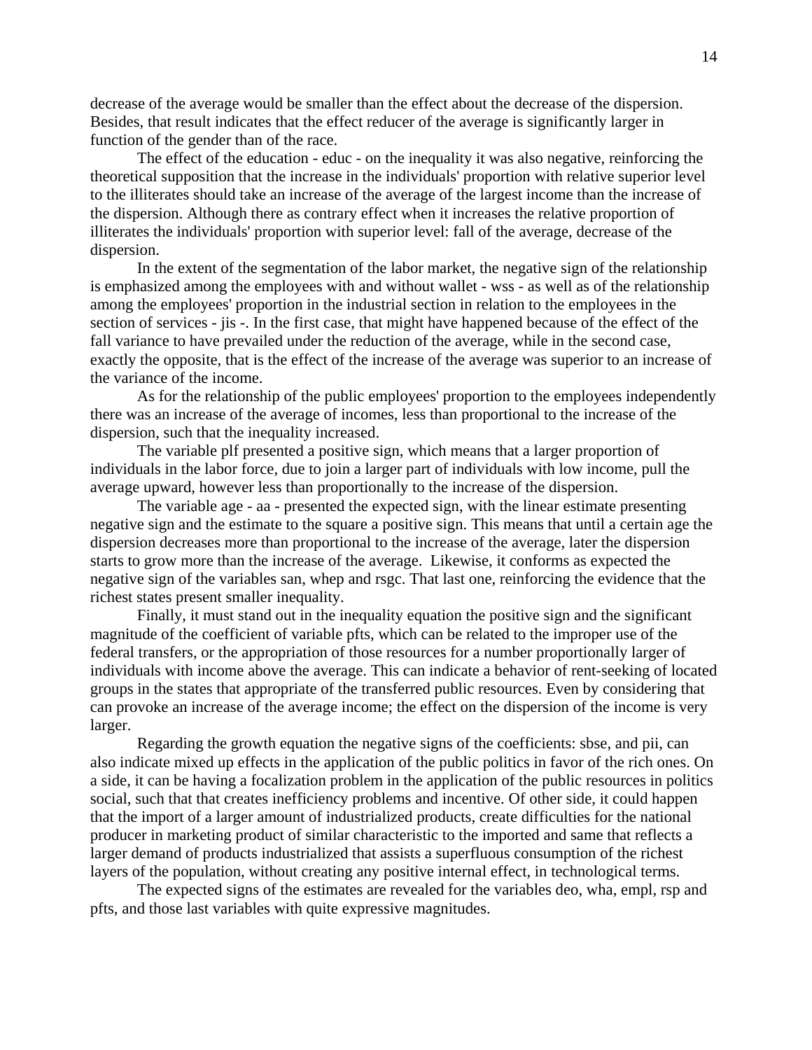decrease of the average would be smaller than the effect about the decrease of the dispersion. Besides, that result indicates that the effect reducer of the average is significantly larger in function of the gender than of the race.

The effect of the education - educ - on the inequality it was also negative, reinforcing the theoretical supposition that the increase in the individuals' proportion with relative superior level to the illiterates should take an increase of the average of the largest income than the increase of the dispersion. Although there as contrary effect when it increases the relative proportion of illiterates the individuals' proportion with superior level: fall of the average, decrease of the dispersion.

In the extent of the segmentation of the labor market, the negative sign of the relationship is emphasized among the employees with and without wallet - wss - as well as of the relationship among the employees' proportion in the industrial section in relation to the employees in the section of services - jis -. In the first case, that might have happened because of the effect of the fall variance to have prevailed under the reduction of the average, while in the second case, exactly the opposite, that is the effect of the increase of the average was superior to an increase of the variance of the income.

As for the relationship of the public employees' proportion to the employees independently there was an increase of the average of incomes, less than proportional to the increase of the dispersion, such that the inequality increased.

The variable plf presented a positive sign, which means that a larger proportion of individuals in the labor force, due to join a larger part of individuals with low income, pull the average upward, however less than proportionally to the increase of the dispersion.

The variable age - aa - presented the expected sign, with the linear estimate presenting negative sign and the estimate to the square a positive sign. This means that until a certain age the dispersion decreases more than proportional to the increase of the average, later the dispersion starts to grow more than the increase of the average. Likewise, it conforms as expected the negative sign of the variables san, whep and rsgc. That last one, reinforcing the evidence that the richest states present smaller inequality.

Finally, it must stand out in the inequality equation the positive sign and the significant magnitude of the coefficient of variable pfts, which can be related to the improper use of the federal transfers, or the appropriation of those resources for a number proportionally larger of individuals with income above the average. This can indicate a behavior of rent-seeking of located groups in the states that appropriate of the transferred public resources. Even by considering that can provoke an increase of the average income; the effect on the dispersion of the income is very larger.

Regarding the growth equation the negative signs of the coefficients: sbse, and pii, can also indicate mixed up effects in the application of the public politics in favor of the rich ones. On a side, it can be having a focalization problem in the application of the public resources in politics social, such that that creates inefficiency problems and incentive. Of other side, it could happen that the import of a larger amount of industrialized products, create difficulties for the national producer in marketing product of similar characteristic to the imported and same that reflects a larger demand of products industrialized that assists a superfluous consumption of the richest layers of the population, without creating any positive internal effect, in technological terms.

The expected signs of the estimates are revealed for the variables deo, wha, empl, rsp and pfts, and those last variables with quite expressive magnitudes.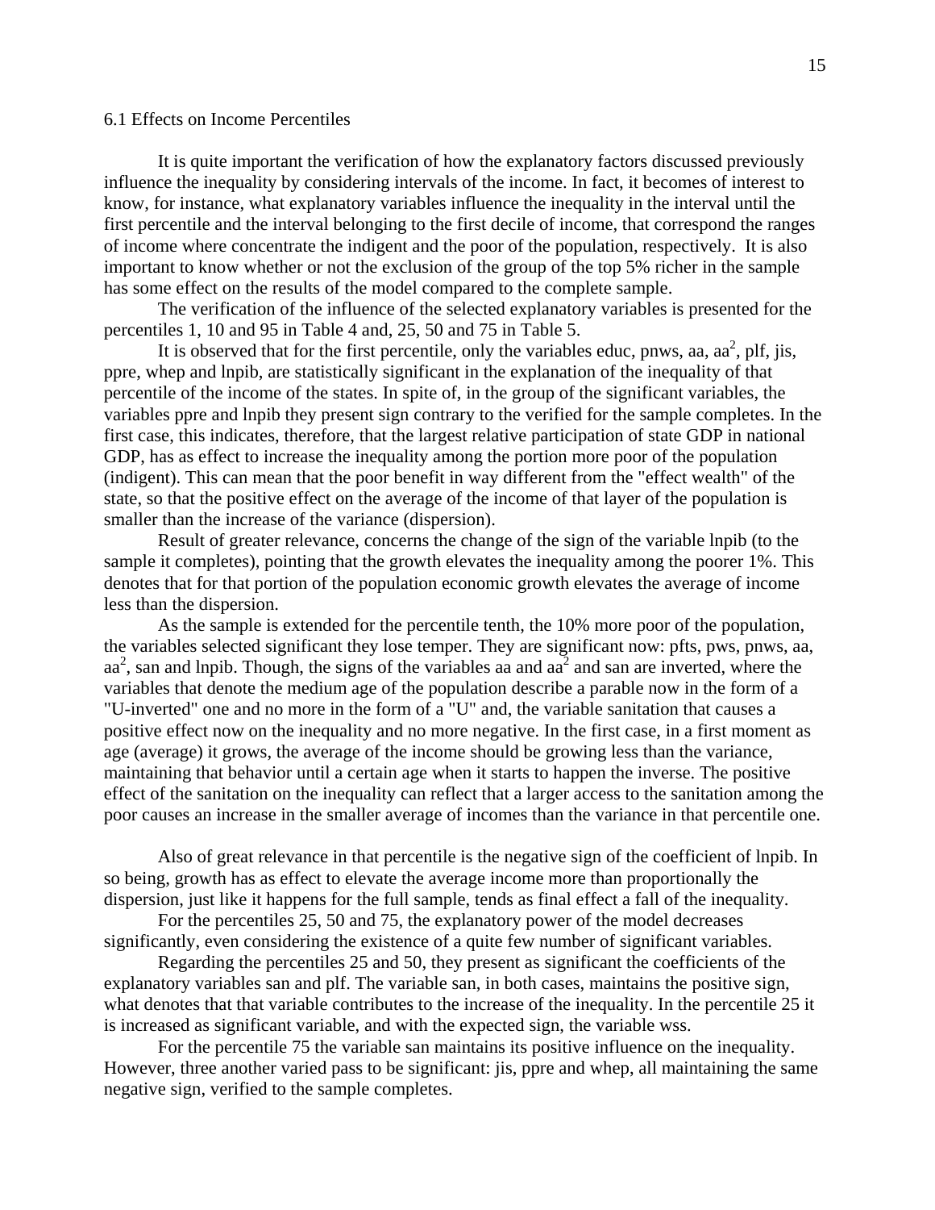## 6.1 Effects on Income Percentiles

It is quite important the verification of how the explanatory factors discussed previously influence the inequality by considering intervals of the income. In fact, it becomes of interest to know, for instance, what explanatory variables influence the inequality in the interval until the first percentile and the interval belonging to the first decile of income, that correspond the ranges of income where concentrate the indigent and the poor of the population, respectively. It is also important to know whether or not the exclusion of the group of the top 5% richer in the sample has some effect on the results of the model compared to the complete sample.

The verification of the influence of the selected explanatory variables is presented for the percentiles 1, 10 and 95 in Table 4 and, 25, 50 and 75 in Table 5.

It is observed that for the first percentile, only the variables educ, pnws, aa, $aa^2$, plf, jis, ppre, whep and lnpib, are statistically significant in the explanation of the inequality of that percentile of the income of the states. In spite of, in the group of the significant variables, the variables ppre and lnpib they present sign contrary to the verified for the sample completes. In the first case, this indicates, therefore, that the largest relative participation of state GDP in national GDP, has as effect to increase the inequality among the portion more poor of the population (indigent). This can mean that the poor benefit in way different from the "effect wealth" of the state, so that the positive effect on the average of the income of that layer of the population is smaller than the increase of the variance (dispersion).

Result of greater relevance, concerns the change of the sign of the variable lnpib (to the sample it completes), pointing that the growth elevates the inequality among the poorer 1%. This denotes that for that portion of the population economic growth elevates the average of income less than the dispersion.

As the sample is extended for the percentile tenth, the 10% more poor of the population, the variables selected significant they lose temper. They are significant now: pfts, pws, pnws, aa, $aa^2$, san and lnpib. Though, the signs of the variables aa and $aa^2$ and san are inverted, where the variables that denote the medium age of the population describe a parable now in the form of a "U-inverted" one and no more in the form of a "U" and, the variable sanitation that causes a positive effect now on the inequality and no more negative. In the first case, in a first moment as age (average) it grows, the average of the income should be growing less than the variance, maintaining that behavior until a certain age when it starts to happen the inverse. The positive effect of the sanitation on the inequality can reflect that a larger access to the sanitation among the poor causes an increase in the smaller average of incomes than the variance in that percentile one.

Also of great relevance in that percentile is the negative sign of the coefficient of lnpib. In so being, growth has as effect to elevate the average income more than proportionally the dispersion, just like it happens for the full sample, tends as final effect a fall of the inequality.

For the percentiles 25, 50 and 75, the explanatory power of the model decreases significantly, even considering the existence of a quite few number of significant variables.

Regarding the percentiles 25 and 50, they present as significant the coefficients of the explanatory variables san and plf. The variable san, in both cases, maintains the positive sign, what denotes that that variable contributes to the increase of the inequality. In the percentile 25 it is increased as significant variable, and with the expected sign, the variable wss.

For the percentile 75 the variable san maintains its positive influence on the inequality. However, three another varied pass to be significant: jis, ppre and whep, all maintaining the same negative sign, verified to the sample completes.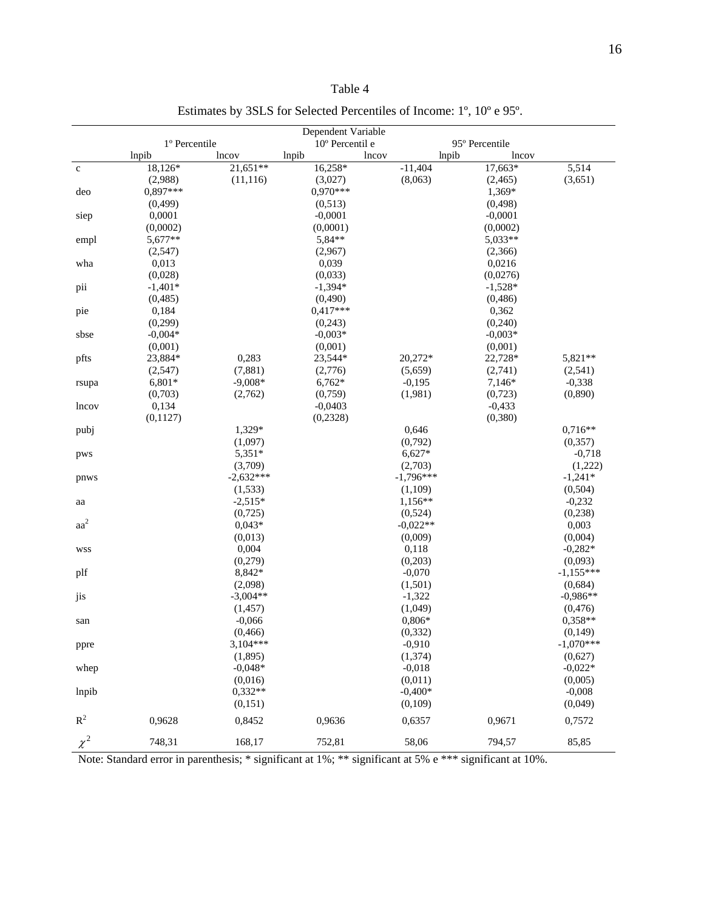Table 4

Estimates by 3SLS for Selected Percentiles of Income: 1º, 10º e 95º.

| | Dependent Variable | | | | | |
|---|---|---|---|---|---|---|
| | 1º Percentile | | 10º Percentil e | | 95º Percentile | |
| | lnpib | lncov | lnpib | lncov | lnpib | lncov |
| c | 18,126* | 21,651** | 16,258* | -11,404 | 17,663* | 5,514 |
| | (2,988) | (11,116) | (3,027) | (8,063) | (2,465) | (3,651) |
| deo | 0,897*** | | 0,970*** | | 1,369* | |
| | (0,499) | | (0,513) | | (0,498) | |
| siep | 0,0001 | | -0,0001 | | -0,0001 | |
| | (0,0002) | | (0,0001) | | (0,0002) | |
| empl | 5,677** | | 5,84** | | 5,033** | |
| | (2,547) | | (2,967) | | (2,366) | |
| wha | 0,013 | | 0,039 | | 0,0216 | |
| | (0,028) | | (0,033) | | (0,0276) | |
| pii | -1,401* | | -1,394* | | -1,528* | |
| | (0,485) | | (0,490) | | (0,486) | |
| pie | 0,184 | | 0,417*** | | 0,362 | |
| | (0,299) | | (0,243) | | (0,240) | |
| sbse | -0,004* | | -0,003* | | -0,003* | |
| | (0,001) | | (0,001) | | (0,001) | |
| pfts | 23,884* | 0,283 | 23,544* | 20,272* | 22,728* | 5,821** |
| | (2,547) | (7,881) | (2,776) | (5,659) | (2,741) | (2,541) |
| rsupa | 6,801* | -9,008* | 6,762* | -0,195 | 7,146* | -0,338 |
| | (0,703) | (2,762) | (0,759) | (1,981) | (0,723) | (0,890) |
| lncov | 0,134 | | -0,0403 | | -0,433 | |
| | (0,1127) | | (0,2328) | | (0,380) | |
| pubj | | 1,329* | | 0,646 | | 0,716** |
| | | (1,097) | | (0,792) | | (0,357) |
| pws | | 5,351* | | 6,627* | | -0,718 |
| | | (3,709) | | (2,703) | | (1,222) |
| pnws | | -2,632*** | | -1,796*** | | -1,241* |
| | | (1,533) | | (1,109) | | (0,504) |
| aa | | -2,515* | | 1,156** | | -0,232 |
| | | (0,725) | | (0,524) | | (0,238) |
| $aa^2$ | | 0,043* | | -0,022** | | 0,003 |
| | | (0,013) | | (0,009) | | (0,004) |
| wss | | 0,004 | | 0,118 | | -0,282* |
| | | (0,279) | | (0,203) | | (0,093) |
| plf | | 8,842* | | -0,070 | | -1,155*** |
| | | (2,098) | | (1,501) | | (0,684) |
| jis | | -3,004** | | -1,322 | | -0,986** |
| | | (1,457) | | (1,049) | | (0,476) |
| san | | -0,066 | | 0,806* | | 0,358** |
| | | (0,466) | | (0,332) | | (0,149) |
| ppre | | 3,104*** | | -0,910 | | -1,070*** |
| | | (1,895) | | (1,374) | | (0,627) |
| whep | | -0,048* | | -0,018 | | -0,022* |
| | | (0,016) | | (0,011) | | (0,005) |
| lnpib | | 0,332** | | -0,400* | | -0,008 |
| | | (0,151) | | (0,109) | | (0,049) |
| $R^2$ | 0,9628 | 0,8452 | 0,9636 | 0,6357 | 0,9671 | 0,7572 |
| $\chi^2$ | 748,31 | 168,17 | 752,81 | 58,06 | 794,57 | 85,85 |

Note: Standard error in parenthesis; * significant at 1%; ** significant at 5% e *** significant at 10%.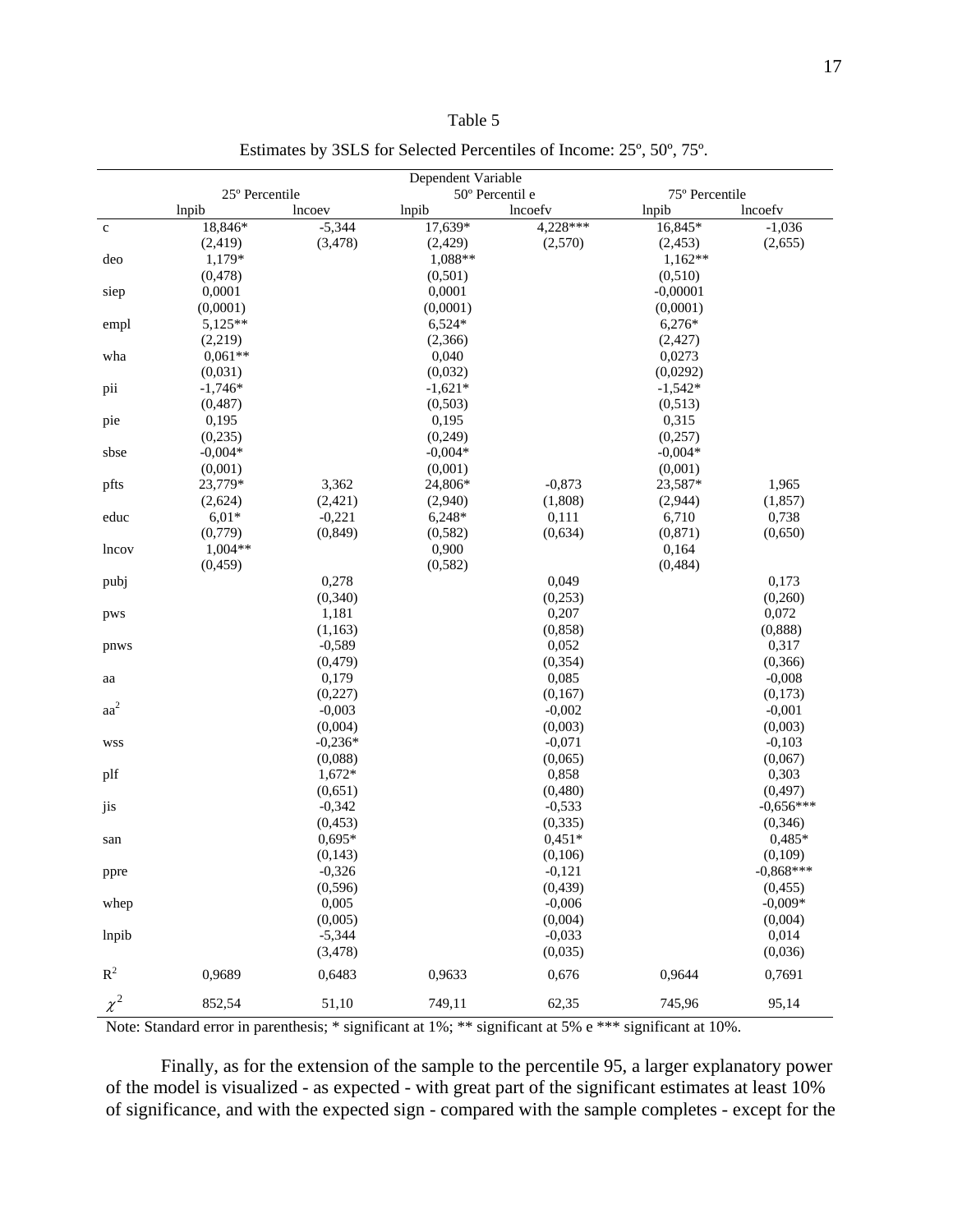Table 5

Estimates by 3SLS for Selected Percentiles of Income: 25º, 50º, 75º.

| | Dependent Variable | | | | | |
|---|---|---|---|---|---|---|
| | 25º Percentile | | 50º Percentil e | | 75º Percentile | |
| | lnpib | lncoev | lnpib | lncoefv | lnpib | lncoefv |
| c | 18,846* | -5,344 | 17,639* | 4,228*** | 16,845* | -1,036 |
| | (2,419) | (3,478) | (2,429) | (2,570) | (2,453) | (2,655) |
| deo | 1,179* | | 1,088** | | 1,162** | |
| | (0,478) | | (0,501) | | (0,510) | |
| siep | 0,0001 | | 0,0001 | | -0,00001 | |
| | (0,0001) | | (0,0001) | | (0,0001) | |
| empl | 5,125** | | 6,524* | | 6,276* | |
| | (2,219) | | (2,366) | | (2,427) | |
| wha | 0,061** | | 0,040 | | 0,0273 | |
| | (0,031) | | (0,032) | | (0,0292) | |
| pii | -1,746* | | -1,621* | | -1,542* | |
| | (0,487) | | (0,503) | | (0,513) | |
| pie | 0,195 | | 0,195 | | 0,315 | |
| | (0,235) | | (0,249) | | (0,257) | |
| sbse | -0,004* | | -0,004* | | -0,004* | |
| | (0,001) | | (0,001) | | (0,001) | |
| pfts | 23,779* | 3,362 | 24,806* | -0,873 | 23,587* | 1,965 |
| | (2,624) | (2,421) | (2,940) | (1,808) | (2,944) | (1,857) |
| educ | 6,01* | -0,221 | 6,248* | 0,111 | 6,710 | 0,738 |
| | (0,779) | (0,849) | (0,582) | (0,634) | (0,871) | (0,650) |
| lncov | 1,004** | | 0,900 | | 0,164 | |
| | (0,459) | | (0,582) | | (0,484) | |
| pubj | | 0,278 | | 0,049 | | 0,173 |
| | | (0,340) | | (0,253) | | (0,260) |
| pws | | 1,181 | | 0,207 | | 0,072 |
| | | (1,163) | | (0,858) | | (0,888) |
| pnws | | -0,589 | | 0,052 | | 0,317 |
| | | (0,479) | | (0,354) | | (0,366) |
| aa | | 0,179 | | 0,085 | | -0,008 |
| | | (0,227) | | (0,167) | | (0,173) |
| $aa^2$ | | -0,003 | | -0,002 | | -0,001 |
| | | (0,004) | | (0,003) | | (0,003) |
| wss | | -0,236* | | -0,071 | | -0,103 |
| | | (0,088) | | (0,065) | | (0,067) |
| plf | | 1,672* | | 0,858 | | 0,303 |
| | | (0,651) | | (0,480) | | (0,497) |
| jis | | -0,342 | | -0,533 | | -0,656*** |
| | | (0,453) | | (0,335) | | (0,346) |
| san | | 0,695* | | 0,451* | | 0,485* |
| | | (0,143) | | (0,106) | | (0,109) |
| ppre | | -0,326 | | -0,121 | | -0,868*** |
| | | (0,596) | | (0,439) | | (0,455) |
| whep | | 0,005 | | -0,006 | | -0,009* |
| | | (0,005) | | (0,004) | | (0,004) |
| lnpib | | -5,344 | | -0,033 | | 0,014 |
| | | (3,478) | | (0,035) | | (0,036) |
| $R^2$ | 0,9689 | 0,6483 | 0,9633 | 0,676 | 0,9644 | 0,7691 |
| $\chi^2$ | 852,54 | 51,10 | 749,11 | 62,35 | 745,96 | 95,14 |

Note: Standard error in parenthesis; * significant at 1%; ** significant at 5% e *** significant at 10%.

Finally, as for the extension of the sample to the percentile 95, a larger explanatory power of the model is visualized - as expected - with great part of the significant estimates at least 10% of significance, and with the expected sign - compared with the sample completes - except for the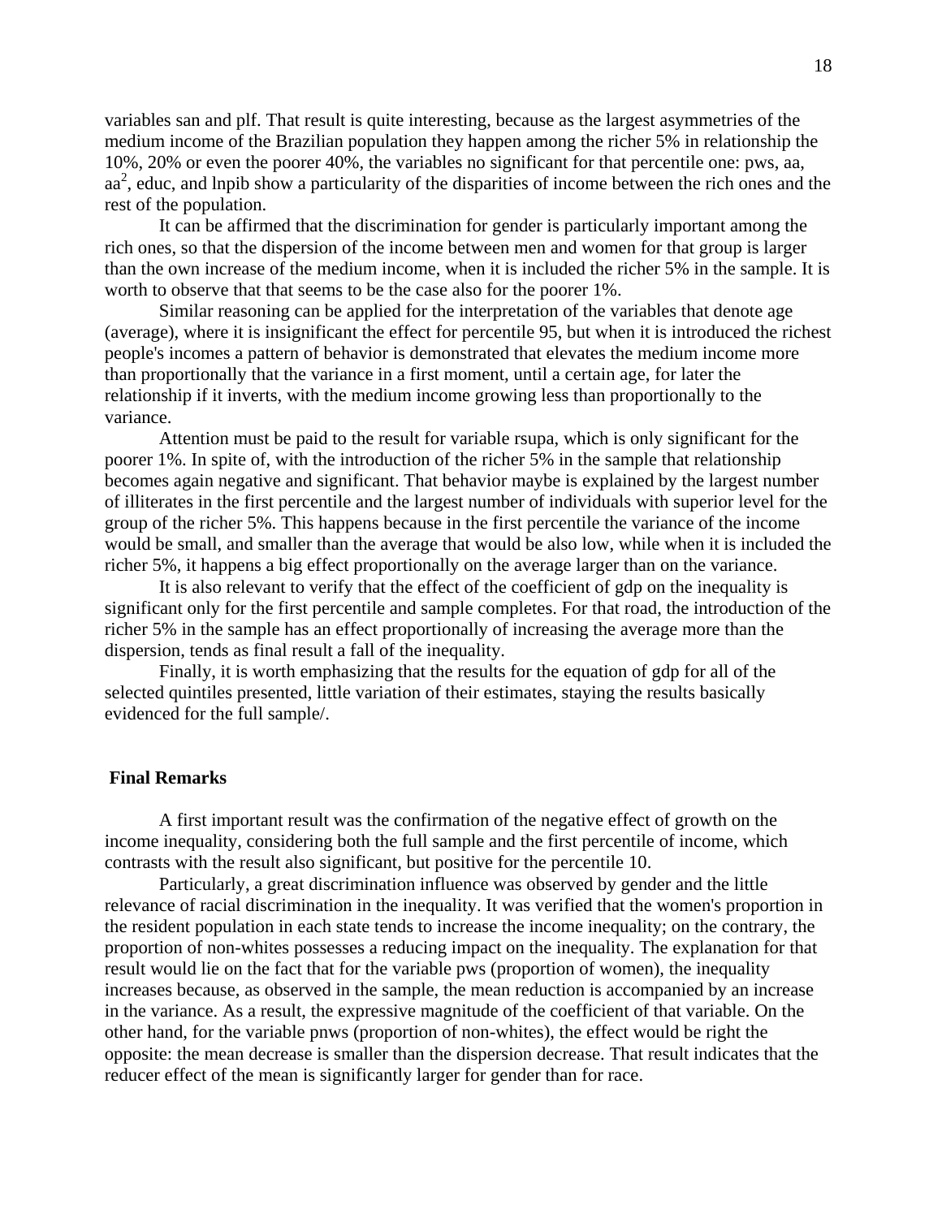variables san and plf. That result is quite interesting, because as the largest asymmetries of the medium income of the Brazilian population they happen among the richer 5% in relationship the 10%, 20% or even the poorer 40%, the variables no significant for that percentile one: pws, aa, $aa^2$, educ, and lnpib show a particularity of the disparities of income between the rich ones and the rest of the population.

It can be affirmed that the discrimination for gender is particularly important among the rich ones, so that the dispersion of the income between men and women for that group is larger than the own increase of the medium income, when it is included the richer 5% in the sample. It is worth to observe that that seems to be the case also for the poorer 1%.

Similar reasoning can be applied for the interpretation of the variables that denote age (average), where it is insignificant the effect for percentile 95, but when it is introduced the richest people's incomes a pattern of behavior is demonstrated that elevates the medium income more than proportionally that the variance in a first moment, until a certain age, for later the relationship if it inverts, with the medium income growing less than proportionally to the variance.

Attention must be paid to the result for variable rsupa, which is only significant for the poorer 1%. In spite of, with the introduction of the richer 5% in the sample that relationship becomes again negative and significant. That behavior maybe is explained by the largest number of illiterates in the first percentile and the largest number of individuals with superior level for the group of the richer 5%. This happens because in the first percentile the variance of the income would be small, and smaller than the average that would be also low, while when it is included the richer 5%, it happens a big effect proportionally on the average larger than on the variance.

It is also relevant to verify that the effect of the coefficient of gdp on the inequality is significant only for the first percentile and sample completes. For that road, the introduction of the richer 5% in the sample has an effect proportionally of increasing the average more than the dispersion, tends as final result a fall of the inequality.

Finally, it is worth emphasizing that the results for the equation of gdp for all of the selected quintiles presented, little variation of their estimates, staying the results basically evidenced for the full sample/.

## Final Remarks

A first important result was the confirmation of the negative effect of growth on the income inequality, considering both the full sample and the first percentile of income, which contrasts with the result also significant, but positive for the percentile 10.

Particularly, a great discrimination influence was observed by gender and the little relevance of racial discrimination in the inequality. It was verified that the women's proportion in the resident population in each state tends to increase the income inequality; on the contrary, the proportion of non-whites possesses a reducing impact on the inequality. The explanation for that result would lie on the fact that for the variable pws (proportion of women), the inequality increases because, as observed in the sample, the mean reduction is accompanied by an increase in the variance. As a result, the expressive magnitude of the coefficient of that variable. On the other hand, for the variable pnws (proportion of non-whites), the effect would be right the opposite: the mean decrease is smaller than the dispersion decrease. That result indicates that the reducer effect of the mean is significantly larger for gender than for race.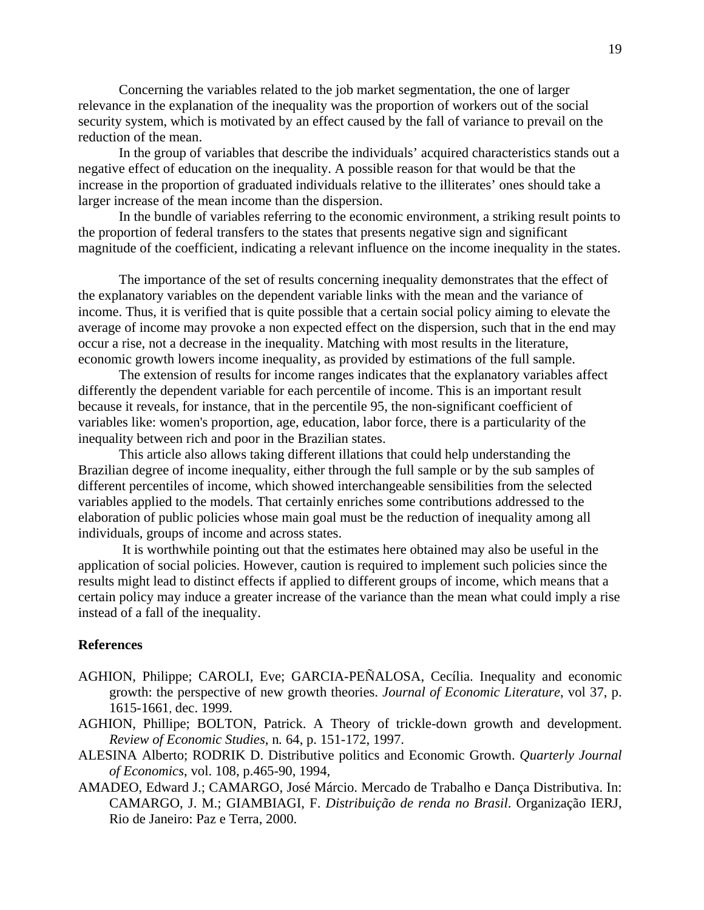Concerning the variables related to the job market segmentation, the one of larger relevance in the explanation of the inequality was the proportion of workers out of the social security system, which is motivated by an effect caused by the fall of variance to prevail on the reduction of the mean.

In the group of variables that describe the individuals' acquired characteristics stands out a negative effect of education on the inequality. A possible reason for that would be that the increase in the proportion of graduated individuals relative to the illiterates' ones should take a larger increase of the mean income than the dispersion.

In the bundle of variables referring to the economic environment, a striking result points to the proportion of federal transfers to the states that presents negative sign and significant magnitude of the coefficient, indicating a relevant influence on the income inequality in the states.

The importance of the set of results concerning inequality demonstrates that the effect of the explanatory variables on the dependent variable links with the mean and the variance of income. Thus, it is verified that is quite possible that a certain social policy aiming to elevate the average of income may provoke a non expected effect on the dispersion, such that in the end may occur a rise, not a decrease in the inequality. Matching with most results in the literature, economic growth lowers income inequality, as provided by estimations of the full sample.

The extension of results for income ranges indicates that the explanatory variables affect differently the dependent variable for each percentile of income. This is an important result because it reveals, for instance, that in the percentile 95, the non-significant coefficient of variables like: women's proportion, age, education, labor force, there is a particularity of the inequality between rich and poor in the Brazilian states.

This article also allows taking different illations that could help understanding the Brazilian degree of income inequality, either through the full sample or by the sub samples of different percentiles of income, which showed interchangeable sensibilities from the selected variables applied to the models. That certainly enriches some contributions addressed to the elaboration of public policies whose main goal must be the reduction of inequality among all individuals, groups of income and across states.

It is worthwhile pointing out that the estimates here obtained may also be useful in the application of social policies. However, caution is required to implement such policies since the results might lead to distinct effects if applied to different groups of income, which means that a certain policy may induce a greater increase of the variance than the mean what could imply a rise instead of a fall of the inequality.

**References**

AGHION, Philippe; CAROLI, Eve; GARCIA-PEÑALOSA, Cecília. Inequality and economic growth: the perspective of new growth theories. *Journal of Economic Literature*, vol 37, p. 1615-1661, dec. 1999.

AGHION, Phillipe; BOLTON, Patrick. A Theory of trickle-down growth and development. *Review of Economic Studies*, n. 64, p. 151-172, 1997.

ALESINA Alberto; RODRIK D. Distributive politics and Economic Growth. *Quarterly Journal of Economics*, vol. 108, p.465-90, 1994,

AMADEO, Edward J.; CAMARGO, José Márcio. Mercado de Trabalho e Dança Distributiva. In: CAMARGO, J. M.; GIAMBIAGI, F. *Distribuição de renda no Brasil*. Organização IERJ, Rio de Janeiro: Paz e Terra, 2000.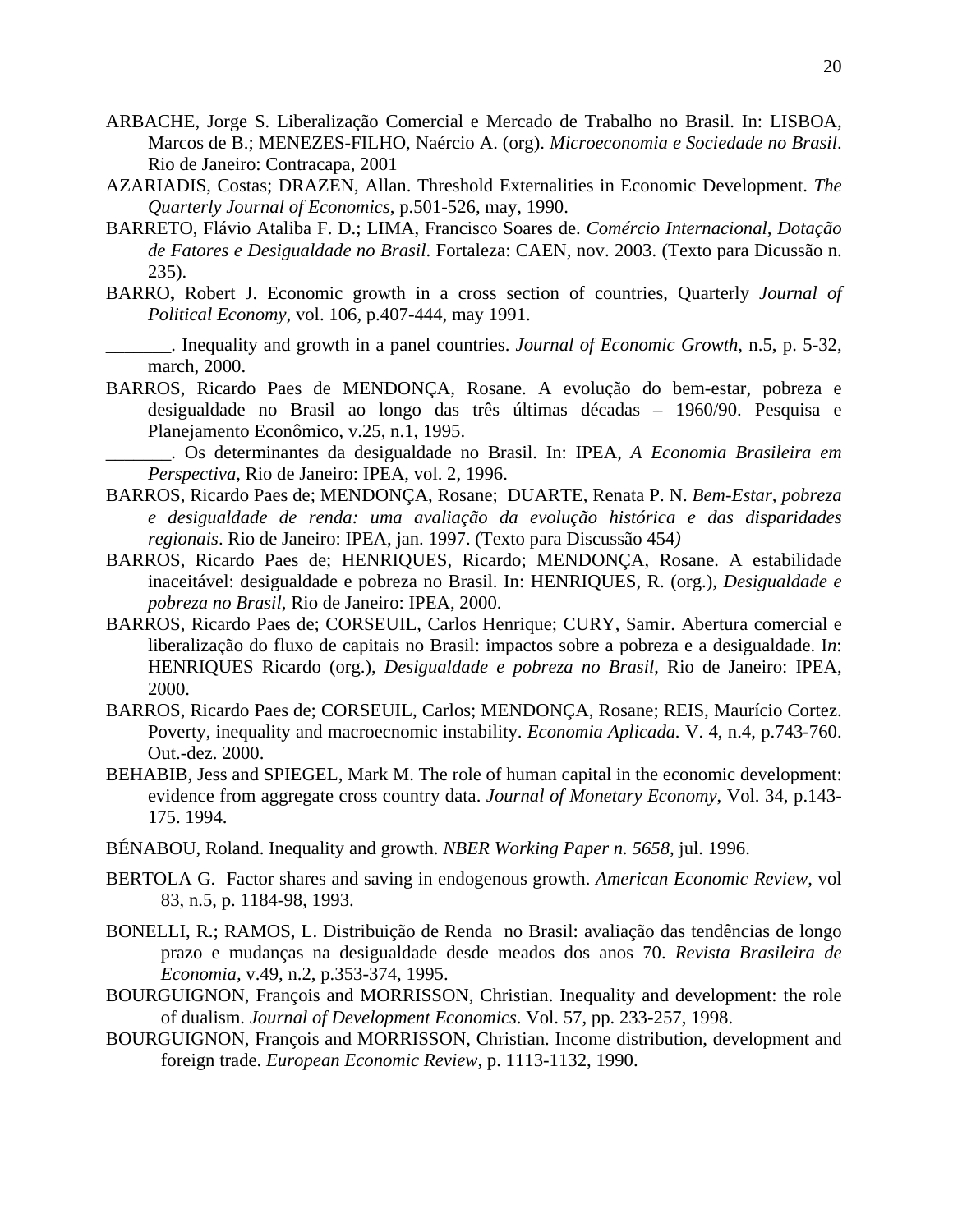ARBACHE, Jorge S. Liberalização Comercial e Mercado de Trabalho no Brasil. In: LISBOA, Marcos de B.; MENEZES-FILHO, Naércio A. (org). *Microeconomia e Sociedade no Brasil*. Rio de Janeiro: Contracapa, 2001

AZARIADIS, Costas; DRAZEN, Allan. Threshold Externalities in Economic Development. *The Quarterly Journal of Economics*, p.501-526, may, 1990.

BARRETO, Flávio Ataliba F. D.; LIMA, Francisco Soares de. *Comércio Internacional, Dotação de Fatores e Desigualdade no Brasil*. Fortaleza: CAEN, nov. 2003. (Texto para Dicussão n. 235).

BARRO**,** Robert J. Economic growth in a cross section of countries, Quarterly *Journal of Political Economy*, vol. 106, p.407-444, may 1991.

_______. Inequality and growth in a panel countries. *Journal of Economic Growth*, n.5, p. 5-32, march, 2000.

BARROS, Ricardo Paes de MENDONÇA, Rosane. A evolução do bem-estar, pobreza e desigualdade no Brasil ao longo das três últimas décadas – 1960/90. Pesquisa e Planejamento Econômico, v.25, n.1, 1995.

_______. Os determinantes da desigualdade no Brasil. In: IPEA, *A Economia Brasileira em Perspectiva*, Rio de Janeiro: IPEA, vol. 2, 1996.

BARROS, Ricardo Paes de; MENDONÇA, Rosane; DUARTE, Renata P. N. *Bem-Estar, pobreza e desigualdade de renda: uma avaliação da evolução histórica e das disparidades regionais*. Rio de Janeiro: IPEA, jan. 1997. (Texto para Discussão 454*)*

BARROS, Ricardo Paes de; HENRIQUES, Ricardo; MENDONÇA, Rosane. A estabilidade inaceitável: desigualdade e pobreza no Brasil. In: HENRIQUES, R. (org.), *Desigualdade e pobreza no Brasil*, Rio de Janeiro: IPEA, 2000.

BARROS, Ricardo Paes de; CORSEUIL, Carlos Henrique; CURY, Samir. Abertura comercial e liberalização do fluxo de capitais no Brasil: impactos sobre a pobreza e a desigualdade. I*n*: HENRIQUES Ricardo (org.), *Desigualdade e pobreza no Brasil*, Rio de Janeiro: IPEA, 2000.

BARROS, Ricardo Paes de; CORSEUIL, Carlos; MENDONÇA, Rosane; REIS, Maurício Cortez. Poverty, inequality and macroecnomic instability. *Economia Aplicada.* V. 4, n.4, p.743-760. Out.-dez. 2000.

BEHABIB, Jess and SPIEGEL, Mark M. The role of human capital in the economic development: evidence from aggregate cross country data. *Journal of Monetary Economy*, Vol. 34, p.143-175. 1994.

BÉNABOU, Roland. Inequality and growth. *NBER Working Paper n. 5658*, jul. 1996.

BERTOLA G. Factor shares and saving in endogenous growth. *American Economic Review*, vol 83, n.5, p. 1184-98, 1993.

BONELLI, R.; RAMOS, L. Distribuição de Renda no Brasil: avaliação das tendências de longo prazo e mudanças na desigualdade desde meados dos anos 70. *Revista Brasileira de Economia*, v.49, n.2, p.353-374, 1995.

BOURGUIGNON, François and MORRISSON, Christian. Inequality and development: the role of dualism. *Journal of Development Economics*. Vol. 57, pp. 233-257, 1998.

BOURGUIGNON, François and MORRISSON, Christian. Income distribution, development and foreign trade. *European Economic Review*, p. 1113-1132, 1990.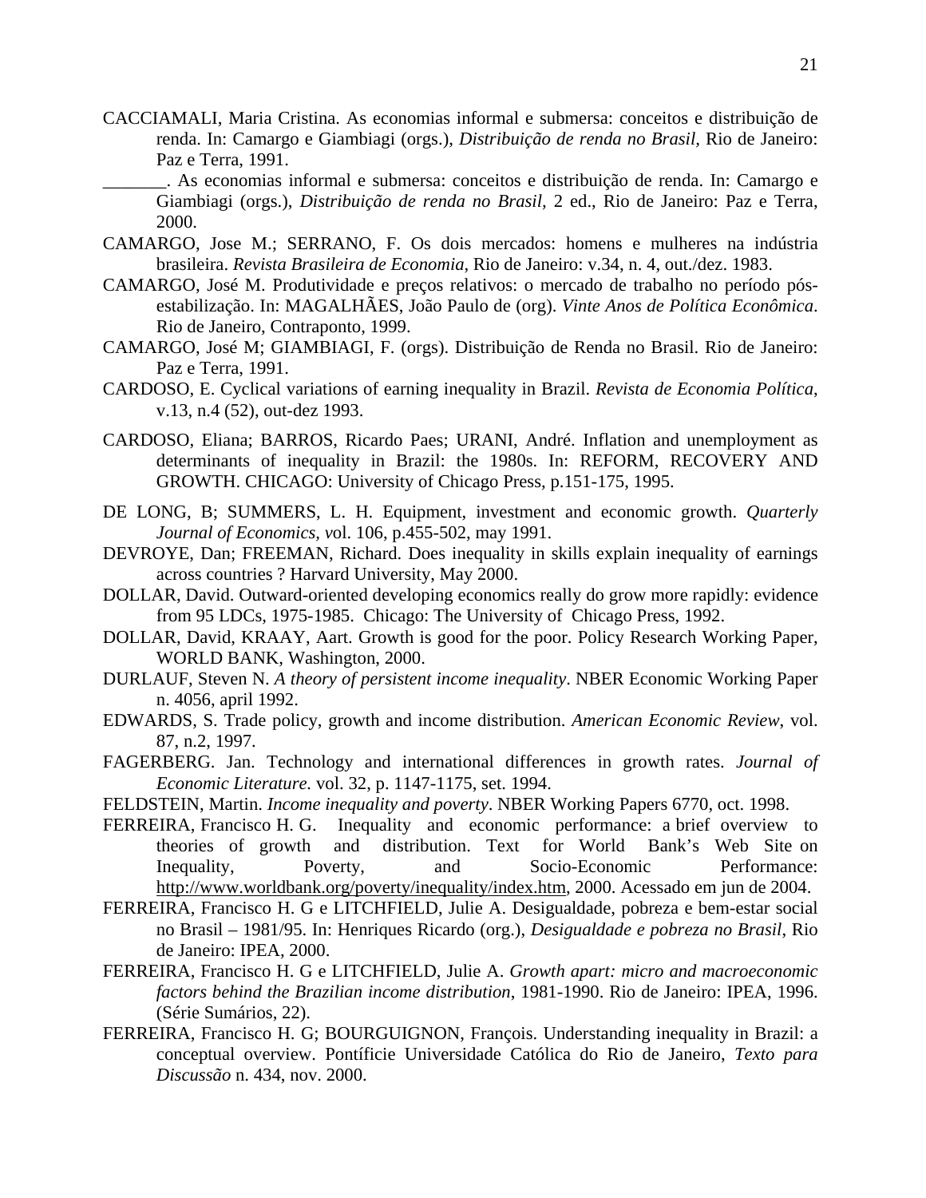CACCIAMALI, Maria Cristina. As economias informal e submersa: conceitos e distribuição de renda. In: Camargo e Giambiagi (orgs.), *Distribuição de renda no Brasil*, Rio de Janeiro: Paz e Terra, 1991.

_______. As economias informal e submersa: conceitos e distribuição de renda. In: Camargo e Giambiagi (orgs.), *Distribuição de renda no Brasil*, 2 ed., Rio de Janeiro: Paz e Terra, 2000.

CAMARGO, Jose M.; SERRANO, F. Os dois mercados: homens e mulheres na indústria brasileira. *Revista Brasileira de Economia*, Rio de Janeiro: v.34, n. 4, out./dez. 1983.

CAMARGO, José M. Produtividade e preços relativos: o mercado de trabalho no período pós-estabilização. In: MAGALHÃES, João Paulo de (org). *Vinte Anos de Política Econômica*. Rio de Janeiro, Contraponto, 1999.

CAMARGO, José M; GIAMBIAGI, F. (orgs). Distribuição de Renda no Brasil. Rio de Janeiro: Paz e Terra, 1991.

CARDOSO, E. Cyclical variations of earning inequality in Brazil. *Revista de Economia Política*, v.13, n.4 (52), out-dez 1993.

CARDOSO, Eliana; BARROS, Ricardo Paes; URANI, André. Inflation and unemployment as determinants of inequality in Brazil: the 1980s. In: REFORM, RECOVERY AND GROWTH. CHICAGO: University of Chicago Press, p.151-175, 1995.

DE LONG, B; SUMMERS, L. H. Equipment, investment and economic growth. *Quarterly Journal of Economics*, *v*ol. 106, p.455-502, may 1991.

DEVROYE, Dan; FREEMAN, Richard. Does inequality in skills explain inequality of earnings across countries ? Harvard University, May 2000.

DOLLAR, David. Outward-oriented developing economics really do grow more rapidly: evidence from 95 LDCs, 1975-1985. Chicago: The University of Chicago Press, 1992.

DOLLAR, David, KRAAY, Aart. Growth is good for the poor. Policy Research Working Paper, WORLD BANK, Washington, 2000.

DURLAUF, Steven N. *A theory of persistent income inequality*. NBER Economic Working Paper n. 4056, april 1992.

EDWARDS, S. Trade policy, growth and income distribution. *American Economic Review*, vol. 87, n.2, 1997.

FAGERBERG. Jan. Technology and international differences in growth rates. *Journal of Economic Literature*. vol. 32, p. 1147-1175, set. 1994.

FELDSTEIN, Martin. *Income inequality and poverty*. NBER Working Papers 6770, oct. 1998.

FERREIRA, Francisco H. G. Inequality and economic performance: a brief overview to theories of growth and distribution. Text for World Bank's Web Site on Inequality, Poverty, and Socio-Economic Performance: http://www.worldbank.org/poverty/inequality/index.htm, 2000. Acessado em jun de 2004.

FERREIRA, Francisco H. G e LITCHFIELD, Julie A. Desigualdade, pobreza e bem-estar social no Brasil – 1981/95. In: Henriques Ricardo (org.), *Desigualdade e pobreza no Brasil*, Rio de Janeiro: IPEA, 2000.

FERREIRA, Francisco H. G e LITCHFIELD, Julie A. *Growth apart: micro and macroeconomic factors behind the Brazilian income distribution*, 1981-1990. Rio de Janeiro: IPEA, 1996. (Série Sumários, 22).

FERREIRA, Francisco H. G; BOURGUIGNON, François. Understanding inequality in Brazil: a conceptual overview. Pontíficie Universidade Católica do Rio de Janeiro, *Texto para Discussão* n. 434, nov. 2000.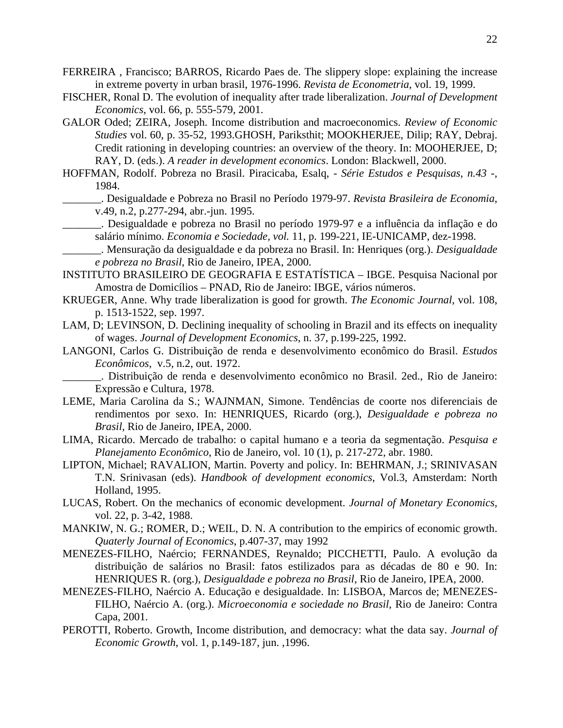FERREIRA , Francisco; BARROS, Ricardo Paes de. The slippery slope: explaining the increase in extreme poverty in urban brasil, 1976-1996. *Revista de Econometria*, vol. 19, 1999.

FISCHER, Ronal D. The evolution of inequality after trade liberalization. *Journal of Development Economics*, vol. 66, p. 555-579, 2001.

GALOR Oded; ZEIRA, Joseph. Income distribution and macroeconomics. *Review of Economic Studies* vol. 60, p. 35-52, 1993.GHOSH, Pariksthit; MOOKHERJEE, Dilip; RAY, Debraj. Credit rationing in developing countries: an overview of the theory. In: MOOHERJEE, D; RAY, D. (eds.). *A reader in development economics*. London: Blackwell, 2000.

HOFFMAN, Rodolf. Pobreza no Brasil. Piracicaba, Esalq, - *Série Estudos e Pesquisas, n.43* -, 1984.

_______. Desigualdade e Pobreza no Brasil no Período 1979-97. *Revista Brasileira de Economia*, v.49, n.2, p.277-294, abr.-jun. 1995.

_______. Desigualdade e pobreza no Brasil no período 1979-97 e a influência da inflação e do salário mínimo. *Economia e Sociedade, vol.* 11, p. 199-221, IE-UNICAMP, dez-1998.

_______. Mensuração da desigualdade e da pobreza no Brasil. In: Henriques (org.). *Desigualdade e pobreza no Brasil*, Rio de Janeiro, IPEA, 2000.

INSTITUTO BRASILEIRO DE GEOGRAFIA E ESTATÍSTICA – IBGE. Pesquisa Nacional por Amostra de Domicílios – PNAD, Rio de Janeiro: IBGE, vários números.

KRUEGER, Anne. Why trade liberalization is good for growth. *The Economic Journal*, vol. 108, p. 1513-1522, sep. 1997.

LAM, D; LEVINSON, D. Declining inequality of schooling in Brazil and its effects on inequality of wages. *Journal of Development Economics*, n. 37, p.199-225, 1992.

LANGONI, Carlos G. Distribuição de renda e desenvolvimento econômico do Brasil. *Estudos Econômicos*, v.5, n.2, out. 1972.

_______. Distribuição de renda e desenvolvimento econômico no Brasil. 2ed., Rio de Janeiro: Expressão e Cultura, 1978.

LEME, Maria Carolina da S.; WAJNMAN, Simone. Tendências de coorte nos diferenciais de rendimentos por sexo. In: HENRIQUES, Ricardo (org.), *Desigualdade e pobreza no Brasil*, Rio de Janeiro, IPEA, 2000.

LIMA, Ricardo. Mercado de trabalho: o capital humano e a teoria da segmentação. *Pesquisa e Planejamento Econômico*, Rio de Janeiro, vol. 10 (1), p. 217-272, abr. 1980.

LIPTON, Michael; RAVALION, Martin. Poverty and policy. In: BEHRMAN, J.; SRINIVASAN T.N. Srinivasan (eds). *Handbook of development economics*, Vol.3, Amsterdam: North Holland, 1995.

LUCAS, Robert. On the mechanics of economic development. *Journal of Monetary Economics*, vol. 22, p. 3-42, 1988.

MANKIW, N. G.; ROMER, D.; WEIL, D. N. A contribution to the empirics of economic growth. *Quaterly Journal of Economics*, p.407-37, may 1992

MENEZES-FILHO, Naércio; FERNANDES, Reynaldo; PICCHETTI, Paulo. A evolução da distribuição de salários no Brasil: fatos estilizados para as décadas de 80 e 90. In: HENRIQUES R. (org.), *Desigualdade e pobreza no Brasil*, Rio de Janeiro, IPEA, 2000.

MENEZES-FILHO, Naércio A. Educação e desigualdade. In: LISBOA, Marcos de; MENEZES-FILHO, Naércio A. (org.). *Microeconomia e sociedade no Brasil*, Rio de Janeiro: Contra Capa, 2001.

PEROTTI, Roberto. Growth, Income distribution, and democracy: what the data say. *Journal of Economic Growth*, vol. 1, p.149-187, jun. ,1996.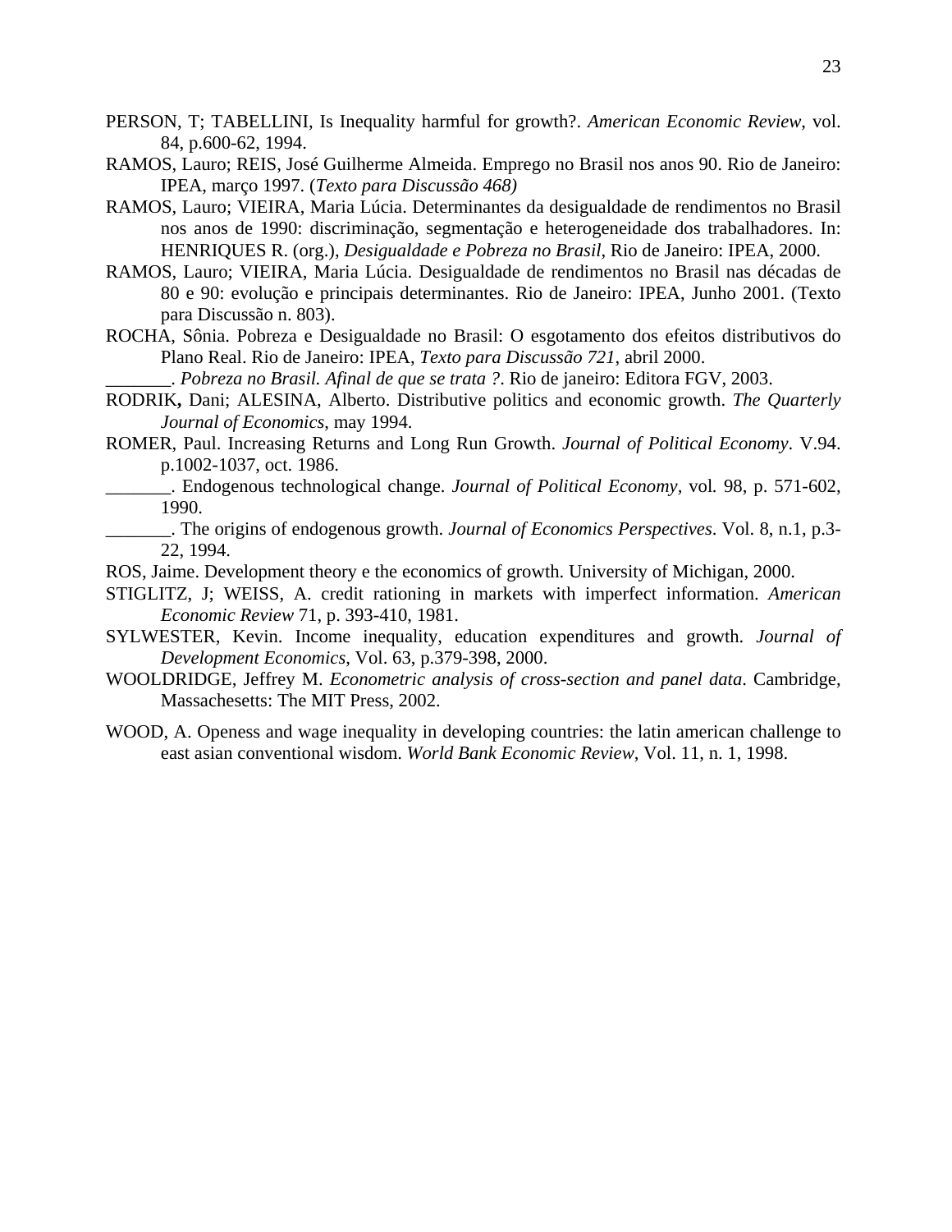PERSON, T; TABELLINI, Is Inequality harmful for growth?. *American Economic Review*, vol. 84, p.600-62, 1994.

RAMOS, Lauro; REIS, José Guilherme Almeida. Emprego no Brasil nos anos 90. Rio de Janeiro: IPEA, março 1997. (*Texto para Discussão 468)*

RAMOS, Lauro; VIEIRA, Maria Lúcia. Determinantes da desigualdade de rendimentos no Brasil nos anos de 1990: discriminação, segmentação e heterogeneidade dos trabalhadores. In: HENRIQUES R. (org.), *Desigualdade e Pobreza no Brasil*, Rio de Janeiro: IPEA, 2000.

RAMOS, Lauro; VIEIRA, Maria Lúcia. Desigualdade de rendimentos no Brasil nas décadas de 80 e 90: evolução e principais determinantes. Rio de Janeiro: IPEA, Junho 2001. (Texto para Discussão n. 803).

ROCHA, Sônia. Pobreza e Desigualdade no Brasil: O esgotamento dos efeitos distributivos do Plano Real. Rio de Janeiro: IPEA, *Texto para Discussão 721*, abril 2000.

_______. *Pobreza no Brasil. Afinal de que se trata ?*. Rio de janeiro: Editora FGV, 2003.

RODRIK, Dani; ALESINA, Alberto. Distributive politics and economic growth. *The Quarterly Journal of Economics*, may 1994.

ROMER, Paul. Increasing Returns and Long Run Growth. *Journal of Political Economy*. V.94. p.1002-1037, oct. 1986.

_______. Endogenous technological change. *Journal of Political Economy*, vol. 98, p. 571-602, 1990.

_______. The origins of endogenous growth. *Journal of Economics Perspectives*. Vol. 8, n.1, p.3-22, 1994.

ROS, Jaime. Development theory e the economics of growth. University of Michigan, 2000.

STIGLITZ, J; WEISS, A. credit rationing in markets with imperfect information. *American Economic Review* 71, p. 393-410, 1981.

SYLWESTER, Kevin. Income inequality, education expenditures and growth. *Journal of Development Economics*, Vol. 63, p.379-398, 2000.

WOOLDRIDGE, Jeffrey M. *Econometric analysis of cross-section and panel data*. Cambridge, Massachesetts: The MIT Press, 2002.

WOOD, A. Openess and wage inequality in developing countries: the latin american challenge to east asian conventional wisdom. *World Bank Economic Review*, Vol. 11, n. 1, 1998.